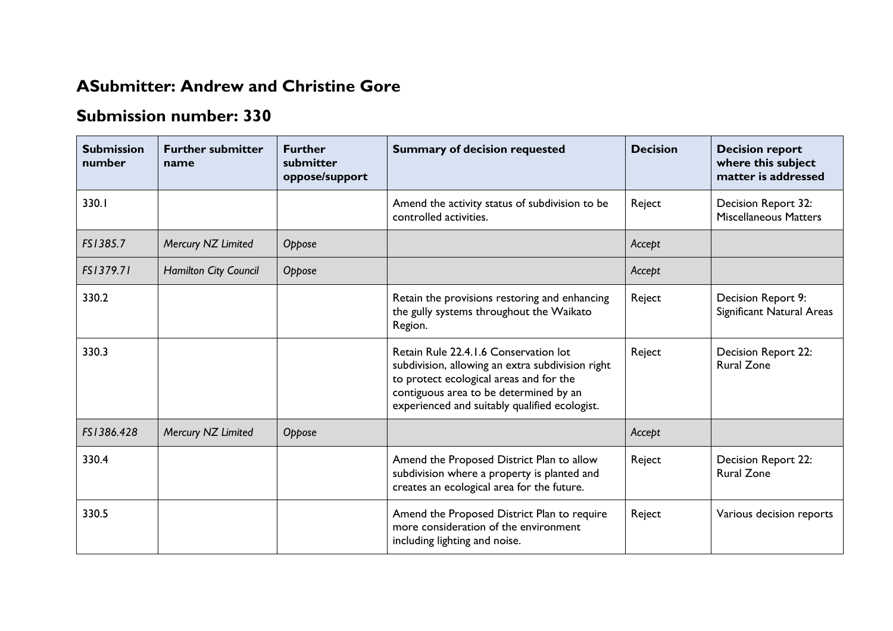## ASubmitter: Andrew and Christine Gore

## Submission number: 330

| Submission number | Further submitter name | Further submitter oppose/support | Summary of decision requested | Decision | Decision report where this subject matter is addressed |
|---|---|---|---|---|---|
| 330.1 | | | Amend the activity status of subdivision to be controlled activities. | Reject | Decision Report 32: Miscellaneous Matters |
| *FS1385.7* | *Mercury NZ Limited* | *Oppose* | | *Accept* | |
| *FS1379.71* | *Hamilton City Council* | *Oppose* | | *Accept* | |
| 330.2 | | | Retain the provisions restoring and enhancing the gully systems throughout the Waikato Region. | Reject | Decision Report 9: Significant Natural Areas |
| 330.3 | | | Retain Rule 22.4.1.6 Conservation lot subdivision, allowing an extra subdivision right to protect ecological areas and for the contiguous area to be determined by an experienced and suitably qualified ecologist. | Reject | Decision Report 22: Rural Zone |
| *FS1386.428* | *Mercury NZ Limited* | *Oppose* | | *Accept* | |
| 330.4 | | | Amend the Proposed District Plan to allow subdivision where a property is planted and creates an ecological area for the future. | Reject | Decision Report 22: Rural Zone |
| 330.5 | | | Amend the Proposed District Plan to require more consideration of the environment including lighting and noise. | Reject | Various decision reports |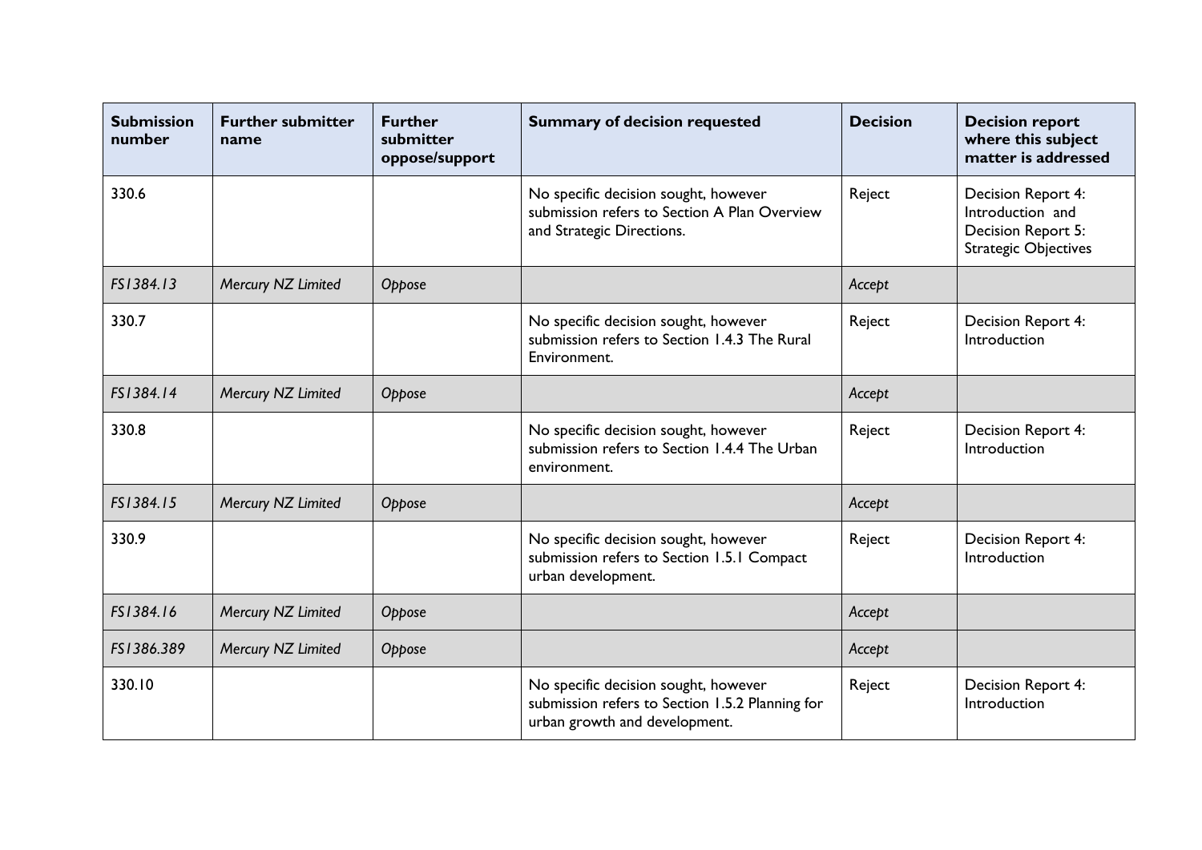| Submission number | Further submitter name | Further submitter oppose/support | Summary of decision requested | Decision | Decision report where this subject matter is addressed |
|---|---|---|---|---|---|
| 330.6 | | | No specific decision sought, however submission refers to Section A Plan Overview and Strategic Directions. | Reject | Decision Report 4: Introduction and Decision Report 5: Strategic Objectives |
| *FS1384.13* | *Mercury NZ Limited* | *Oppose* | | *Accept* | |
| 330.7 | | | No specific decision sought, however submission refers to Section 1.4.3 The Rural Environment. | Reject | Decision Report 4: Introduction |
| *FS1384.14* | *Mercury NZ Limited* | *Oppose* | | *Accept* | |
| 330.8 | | | No specific decision sought, however submission refers to Section 1.4.4 The Urban environment. | Reject | Decision Report 4: Introduction |
| *FS1384.15* | *Mercury NZ Limited* | *Oppose* | | *Accept* | |
| 330.9 | | | No specific decision sought, however submission refers to Section 1.5.1 Compact urban development. | Reject | Decision Report 4: Introduction |
| *FS1384.16* | *Mercury NZ Limited* | *Oppose* | | *Accept* | |
| *FS1386.389* | *Mercury NZ Limited* | *Oppose* | | *Accept* | |
| 330.10 | | | No specific decision sought, however submission refers to Section 1.5.2 Planning for urban growth and development. | Reject | Decision Report 4: Introduction |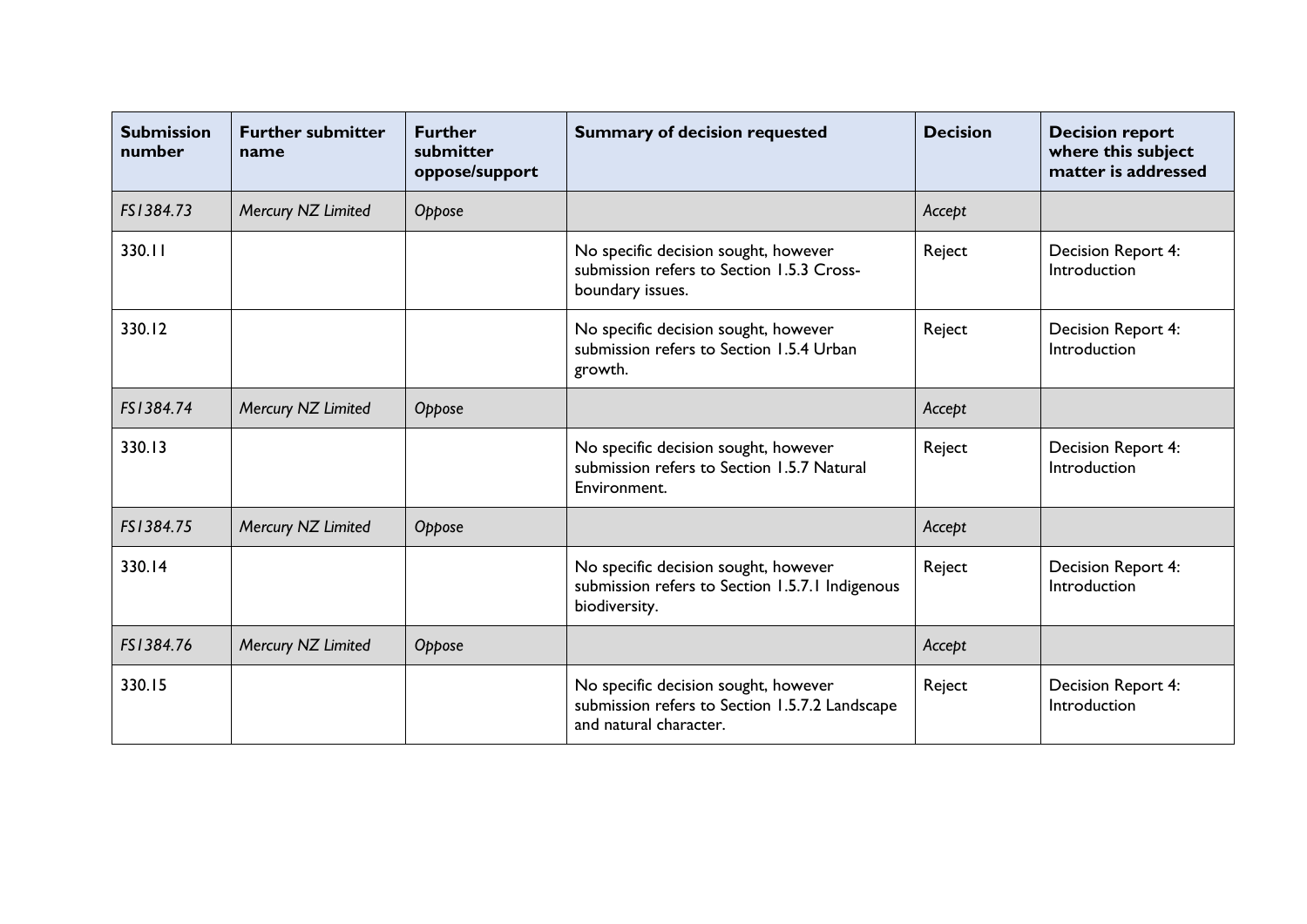| Submission number | Further submitter name | Further submitter oppose/support | Summary of decision requested | Decision | Decision report where this subject matter is addressed |
|---|---|---|---|---|---|
| *FS1384.73* | *Mercury NZ Limited* | *Oppose* | | *Accept* | |
| 330.11 | | | No specific decision sought, however submission refers to Section 1.5.3 Cross-boundary issues. | Reject | Decision Report 4: Introduction |
| 330.12 | | | No specific decision sought, however submission refers to Section 1.5.4 Urban growth. | Reject | Decision Report 4: Introduction |
| *FS1384.74* | *Mercury NZ Limited* | *Oppose* | | *Accept* | |
| 330.13 | | | No specific decision sought, however submission refers to Section 1.5.7 Natural Environment. | Reject | Decision Report 4: Introduction |
| *FS1384.75* | *Mercury NZ Limited* | *Oppose* | | *Accept* | |
| 330.14 | | | No specific decision sought, however submission refers to Section 1.5.7.1 Indigenous biodiversity. | Reject | Decision Report 4: Introduction |
| *FS1384.76* | *Mercury NZ Limited* | *Oppose* | | *Accept* | |
| 330.15 | | | No specific decision sought, however submission refers to Section 1.5.7.2 Landscape and natural character. | Reject | Decision Report 4: Introduction |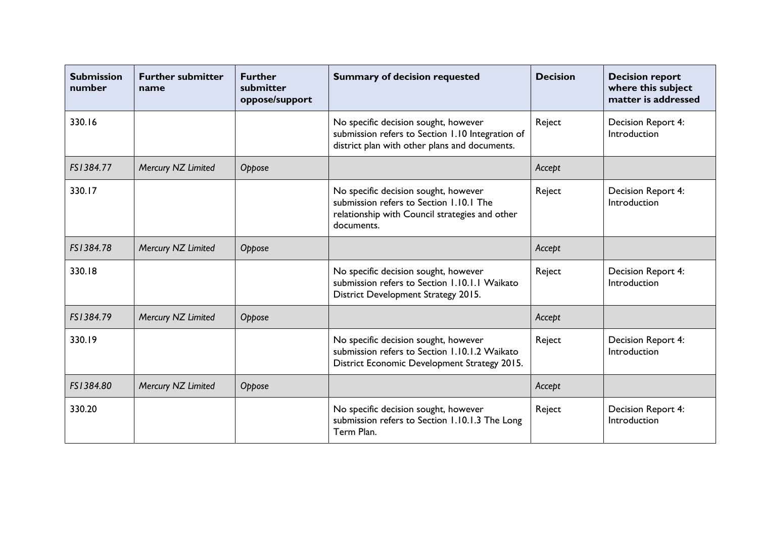| Submission number | Further submitter name | Further submitter oppose/support | Summary of decision requested | Decision | Decision report where this subject matter is addressed |
|---|---|---|---|---|---|
| 330.16 | | | No specific decision sought, however submission refers to Section 1.10 Integration of district plan with other plans and documents. | Reject | Decision Report 4: Introduction |
| *FS1384.77* | *Mercury NZ Limited* | *Oppose* | | *Accept* | |
| 330.17 | | | No specific decision sought, however submission refers to Section 1.10.1 The relationship with Council strategies and other documents. | Reject | Decision Report 4: Introduction |
| *FS1384.78* | *Mercury NZ Limited* | *Oppose* | | *Accept* | |
| 330.18 | | | No specific decision sought, however submission refers to Section 1.10.1.1 Waikato District Development Strategy 2015. | Reject | Decision Report 4: Introduction |
| *FS1384.79* | *Mercury NZ Limited* | *Oppose* | | *Accept* | |
| 330.19 | | | No specific decision sought, however submission refers to Section 1.10.1.2 Waikato District Economic Development Strategy 2015. | Reject | Decision Report 4: Introduction |
| *FS1384.80* | *Mercury NZ Limited* | *Oppose* | | *Accept* | |
| 330.20 | | | No specific decision sought, however submission refers to Section 1.10.1.3 The Long Term Plan. | Reject | Decision Report 4: Introduction |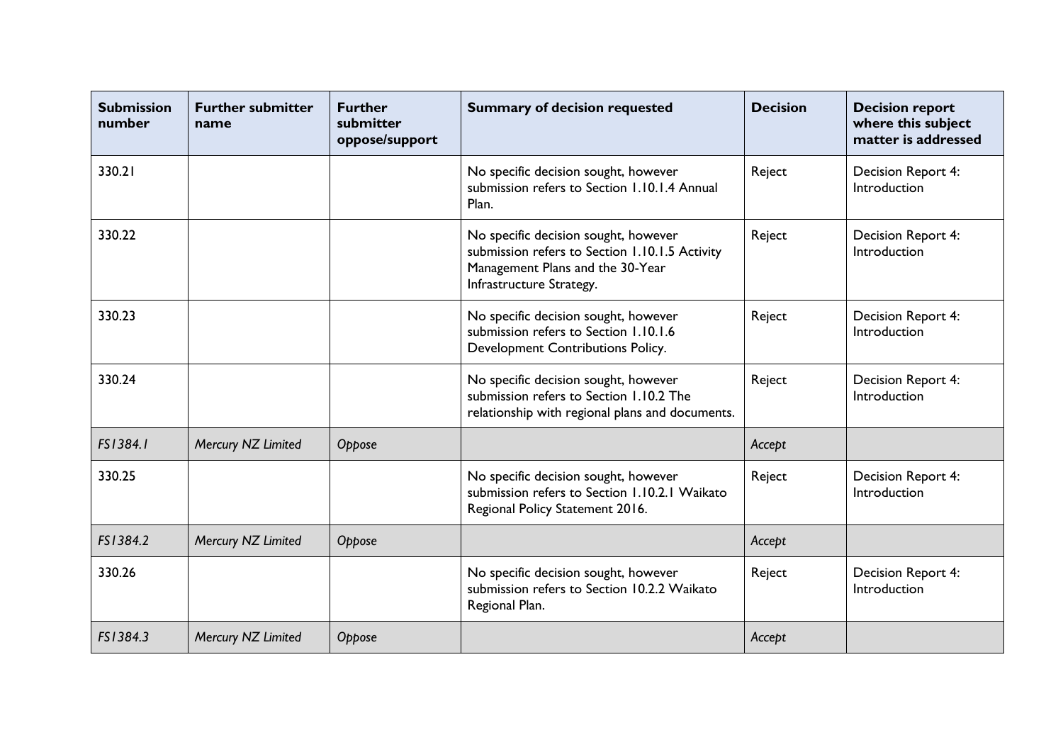| Submission number | Further submitter name | Further submitter oppose/support | Summary of decision requested | Decision | Decision report where this subject matter is addressed |
|---|---|---|---|---|---|
| 330.21 | | | No specific decision sought, however submission refers to Section 1.10.1.4 Annual Plan. | Reject | Decision Report 4: Introduction |
| 330.22 | | | No specific decision sought, however submission refers to Section 1.10.1.5 Activity Management Plans and the 30-Year Infrastructure Strategy. | Reject | Decision Report 4: Introduction |
| 330.23 | | | No specific decision sought, however submission refers to Section 1.10.1.6 Development Contributions Policy. | Reject | Decision Report 4: Introduction |
| 330.24 | | | No specific decision sought, however submission refers to Section 1.10.2 The relationship with regional plans and documents. | Reject | Decision Report 4: Introduction |
| *FS1384.1* | *Mercury NZ Limited* | *Oppose* | | *Accept* | |
| 330.25 | | | No specific decision sought, however submission refers to Section 1.10.2.1 Waikato Regional Policy Statement 2016. | Reject | Decision Report 4: Introduction |
| *FS1384.2* | *Mercury NZ Limited* | *Oppose* | | *Accept* | |
| 330.26 | | | No specific decision sought, however submission refers to Section 10.2.2 Waikato Regional Plan. | Reject | Decision Report 4: Introduction |
| *FS1384.3* | *Mercury NZ Limited* | *Oppose* | | *Accept* | |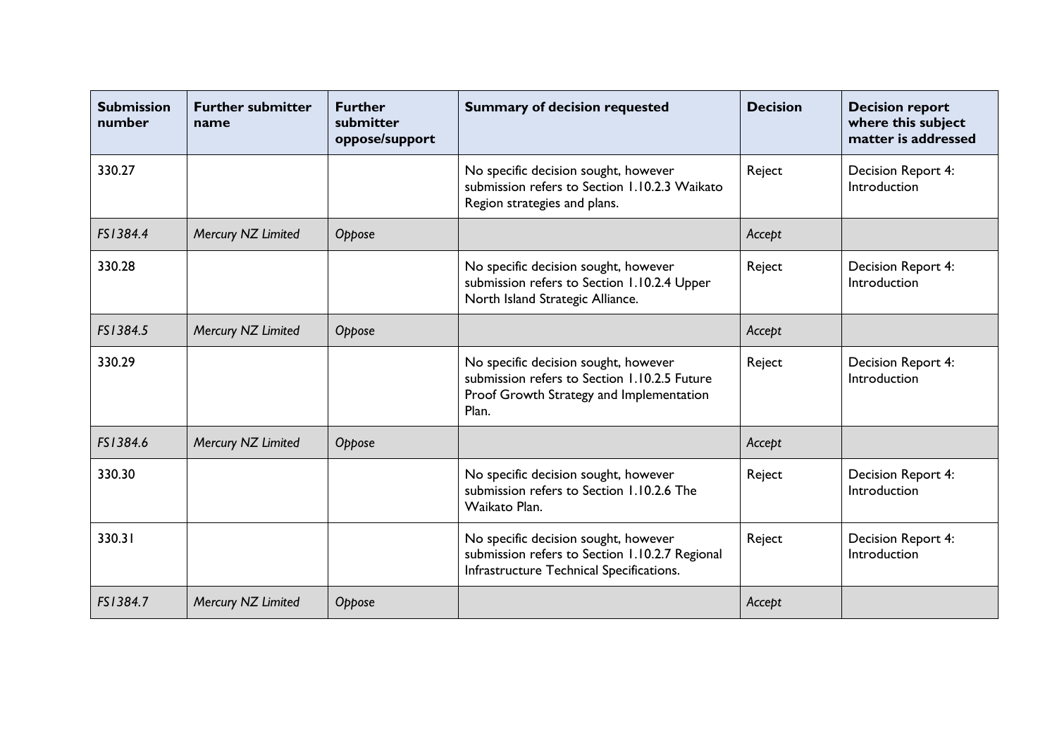| Submission number | Further submitter name | Further submitter oppose/support | Summary of decision requested | Decision | Decision report where this subject matter is addressed |
|---|---|---|---|---|---|
| 330.27 | | | No specific decision sought, however submission refers to Section 1.10.2.3 Waikato Region strategies and plans. | Reject | Decision Report 4: Introduction |
| *FS1384.4* | *Mercury NZ Limited* | *Oppose* | | *Accept* | |
| 330.28 | | | No specific decision sought, however submission refers to Section 1.10.2.4 Upper North Island Strategic Alliance. | Reject | Decision Report 4: Introduction |
| *FS1384.5* | *Mercury NZ Limited* | *Oppose* | | *Accept* | |
| 330.29 | | | No specific decision sought, however submission refers to Section 1.10.2.5 Future Proof Growth Strategy and Implementation Plan. | Reject | Decision Report 4: Introduction |
| *FS1384.6* | *Mercury NZ Limited* | *Oppose* | | *Accept* | |
| 330.30 | | | No specific decision sought, however submission refers to Section 1.10.2.6 The Waikato Plan. | Reject | Decision Report 4: Introduction |
| 330.31 | | | No specific decision sought, however submission refers to Section 1.10.2.7 Regional Infrastructure Technical Specifications. | Reject | Decision Report 4: Introduction |
| *FS1384.7* | *Mercury NZ Limited* | *Oppose* | | *Accept* | |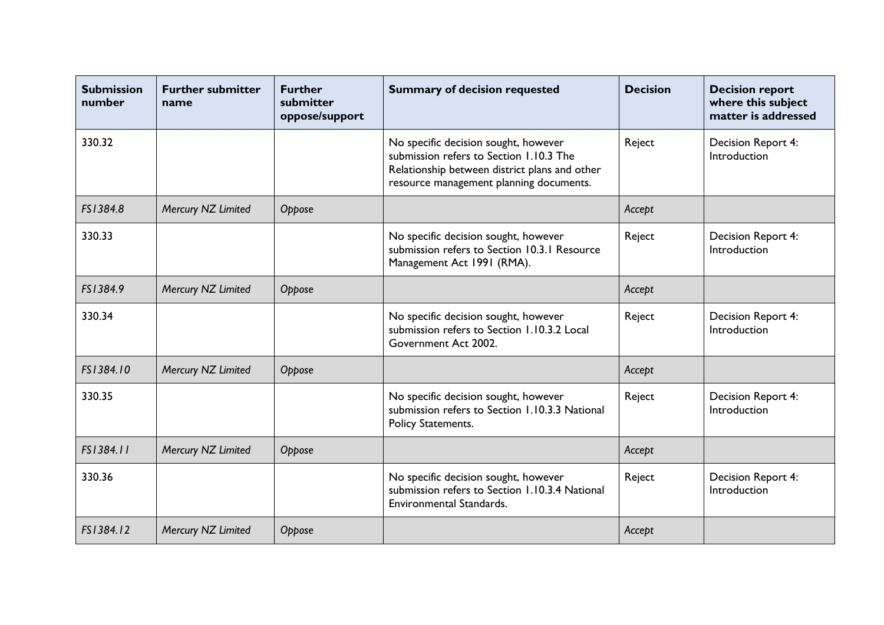| Submission number | Further submitter name | Further submitter oppose/support | Summary of decision requested | Decision | Decision report where this subject matter is addressed |
|---|---|---|---|---|---|
| 330.32 | | | No specific decision sought, however submission refers to Section 1.10.3 The Relationship between district plans and other resource management planning documents. | Reject | Decision Report 4: Introduction |
| *FS1384.8* | *Mercury NZ Limited* | *Oppose* | | *Accept* | |
| 330.33 | | | No specific decision sought, however submission refers to Section 10.3.1 Resource Management Act 1991 (RMA). | Reject | Decision Report 4: Introduction |
| *FS1384.9* | *Mercury NZ Limited* | *Oppose* | | *Accept* | |
| 330.34 | | | No specific decision sought, however submission refers to Section 1.10.3.2 Local Government Act 2002. | Reject | Decision Report 4: Introduction |
| *FS1384.10* | *Mercury NZ Limited* | *Oppose* | | *Accept* | |
| 330.35 | | | No specific decision sought, however submission refers to Section 1.10.3.3 National Policy Statements. | Reject | Decision Report 4: Introduction |
| *FS1384.11* | *Mercury NZ Limited* | *Oppose* | | *Accept* | |
| 330.36 | | | No specific decision sought, however submission refers to Section 1.10.3.4 National Environmental Standards. | Reject | Decision Report 4: Introduction |
| *FS1384.12* | *Mercury NZ Limited* | *Oppose* | | *Accept* | |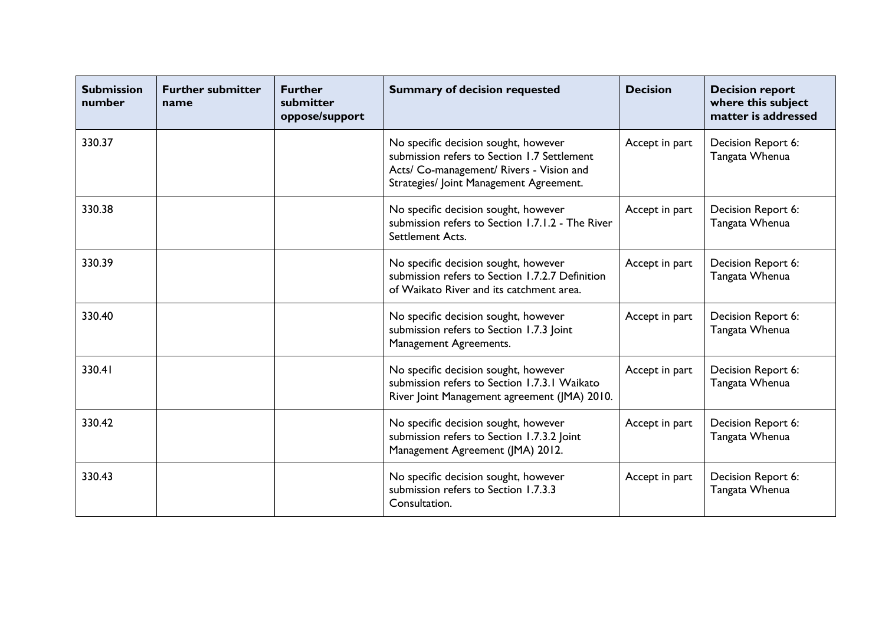| Submission number | Further submitter name | Further submitter oppose/support | Summary of decision requested | Decision | Decision report where this subject matter is addressed |
|---|---|---|---|---|---|
| 330.37 | | | No specific decision sought, however submission refers to Section 1.7 Settlement Acts/ Co-management/ Rivers - Vision and Strategies/ Joint Management Agreement. | Accept in part | Decision Report 6: Tangata Whenua |
| 330.38 | | | No specific decision sought, however submission refers to Section 1.7.1.2 - The River Settlement Acts. | Accept in part | Decision Report 6: Tangata Whenua |
| 330.39 | | | No specific decision sought, however submission refers to Section 1.7.2.7 Definition of Waikato River and its catchment area. | Accept in part | Decision Report 6: Tangata Whenua |
| 330.40 | | | No specific decision sought, however submission refers to Section 1.7.3 Joint Management Agreements. | Accept in part | Decision Report 6: Tangata Whenua |
| 330.41 | | | No specific decision sought, however submission refers to Section 1.7.3.1 Waikato River Joint Management agreement (JMA) 2010. | Accept in part | Decision Report 6: Tangata Whenua |
| 330.42 | | | No specific decision sought, however submission refers to Section 1.7.3.2 Joint Management Agreement (JMA) 2012. | Accept in part | Decision Report 6: Tangata Whenua |
| 330.43 | | | No specific decision sought, however submission refers to Section 1.7.3.3 Consultation. | Accept in part | Decision Report 6: Tangata Whenua |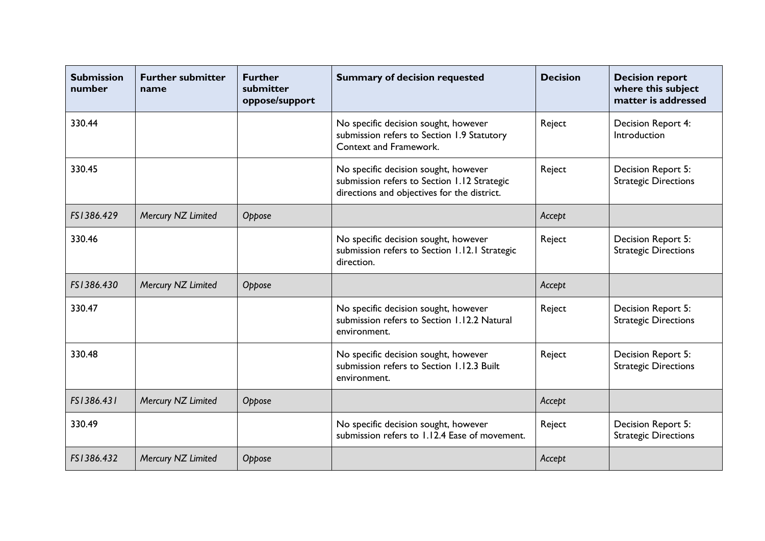| Submission number | Further submitter name | Further submitter oppose/support | Summary of decision requested | Decision | Decision report where this subject matter is addressed |
|---|---|---|---|---|---|
| 330.44 | | | No specific decision sought, however submission refers to Section 1.9 Statutory Context and Framework. | Reject | Decision Report 4: Introduction |
| 330.45 | | | No specific decision sought, however submission refers to Section 1.12 Strategic directions and objectives for the district. | Reject | Decision Report 5: Strategic Directions |
| *FS1386.429* | *Mercury NZ Limited* | *Oppose* | | *Accept* | |
| 330.46 | | | No specific decision sought, however submission refers to Section 1.12.1 Strategic direction. | Reject | Decision Report 5: Strategic Directions |
| *FS1386.430* | *Mercury NZ Limited* | *Oppose* | | *Accept* | |
| 330.47 | | | No specific decision sought, however submission refers to Section 1.12.2 Natural environment. | Reject | Decision Report 5: Strategic Directions |
| 330.48 | | | No specific decision sought, however submission refers to Section 1.12.3 Built environment. | Reject | Decision Report 5: Strategic Directions |
| *FS1386.431* | *Mercury NZ Limited* | *Oppose* | | *Accept* | |
| 330.49 | | | No specific decision sought, however submission refers to 1.12.4 Ease of movement. | Reject | Decision Report 5: Strategic Directions |
| *FS1386.432* | *Mercury NZ Limited* | *Oppose* | | *Accept* | |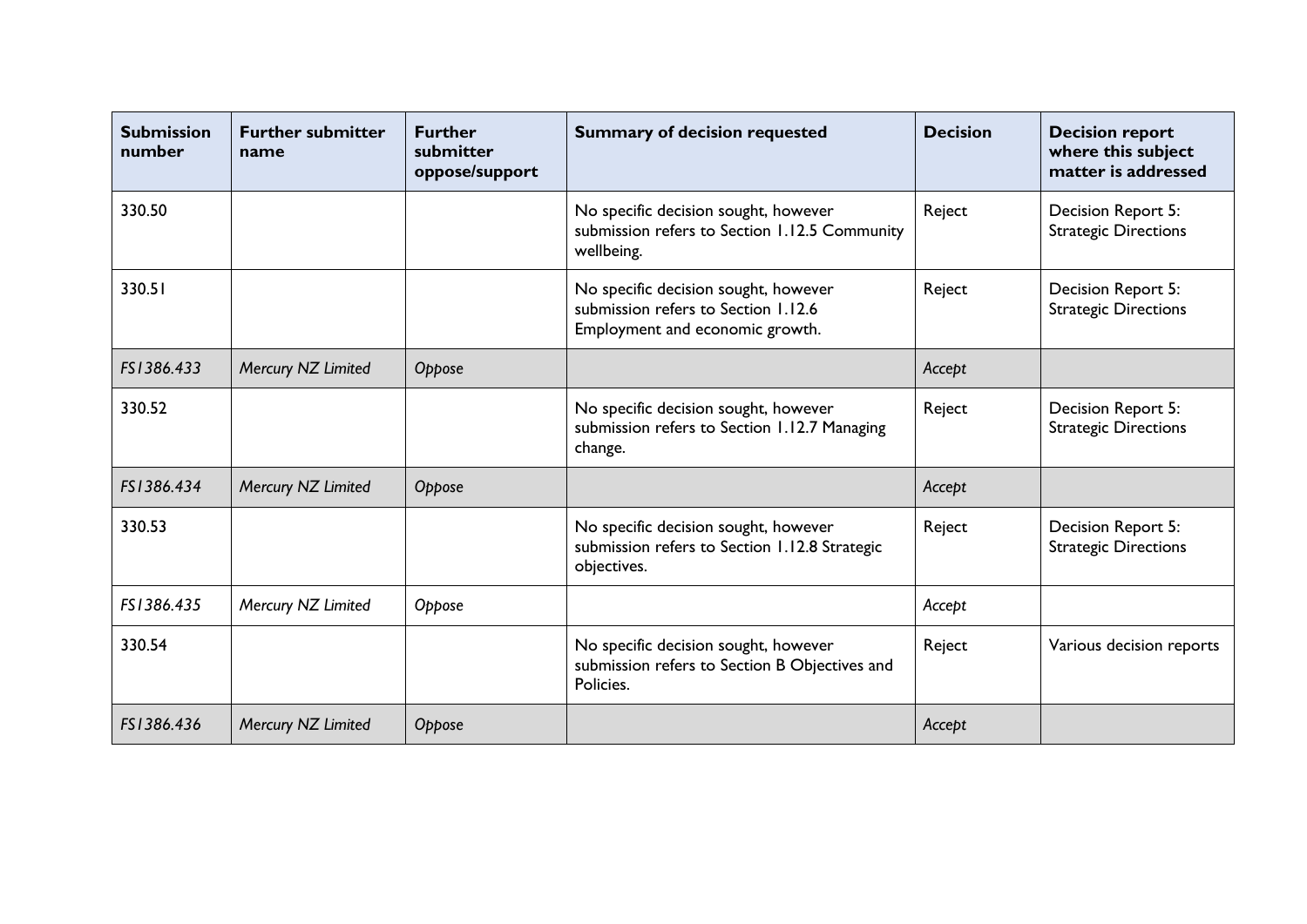| Submission number | Further submitter name | Further submitter oppose/support | Summary of decision requested | Decision | Decision report where this subject matter is addressed |
|---|---|---|---|---|---|
| 330.50 | | | No specific decision sought, however submission refers to Section 1.12.5 Community wellbeing. | Reject | Decision Report 5: Strategic Directions |
| 330.51 | | | No specific decision sought, however submission refers to Section 1.12.6 Employment and economic growth. | Reject | Decision Report 5: Strategic Directions |
| *FS1386.433* | *Mercury NZ Limited* | *Oppose* | | *Accept* | |
| 330.52 | | | No specific decision sought, however submission refers to Section 1.12.7 Managing change. | Reject | Decision Report 5: Strategic Directions |
| *FS1386.434* | *Mercury NZ Limited* | *Oppose* | | *Accept* | |
| 330.53 | | | No specific decision sought, however submission refers to Section 1.12.8 Strategic objectives. | Reject | Decision Report 5: Strategic Directions |
| *FS1386.435* | *Mercury NZ Limited* | *Oppose* | | *Accept* | |
| 330.54 | | | No specific decision sought, however submission refers to Section B Objectives and Policies. | Reject | Various decision reports |
| *FS1386.436* | *Mercury NZ Limited* | *Oppose* | | *Accept* | |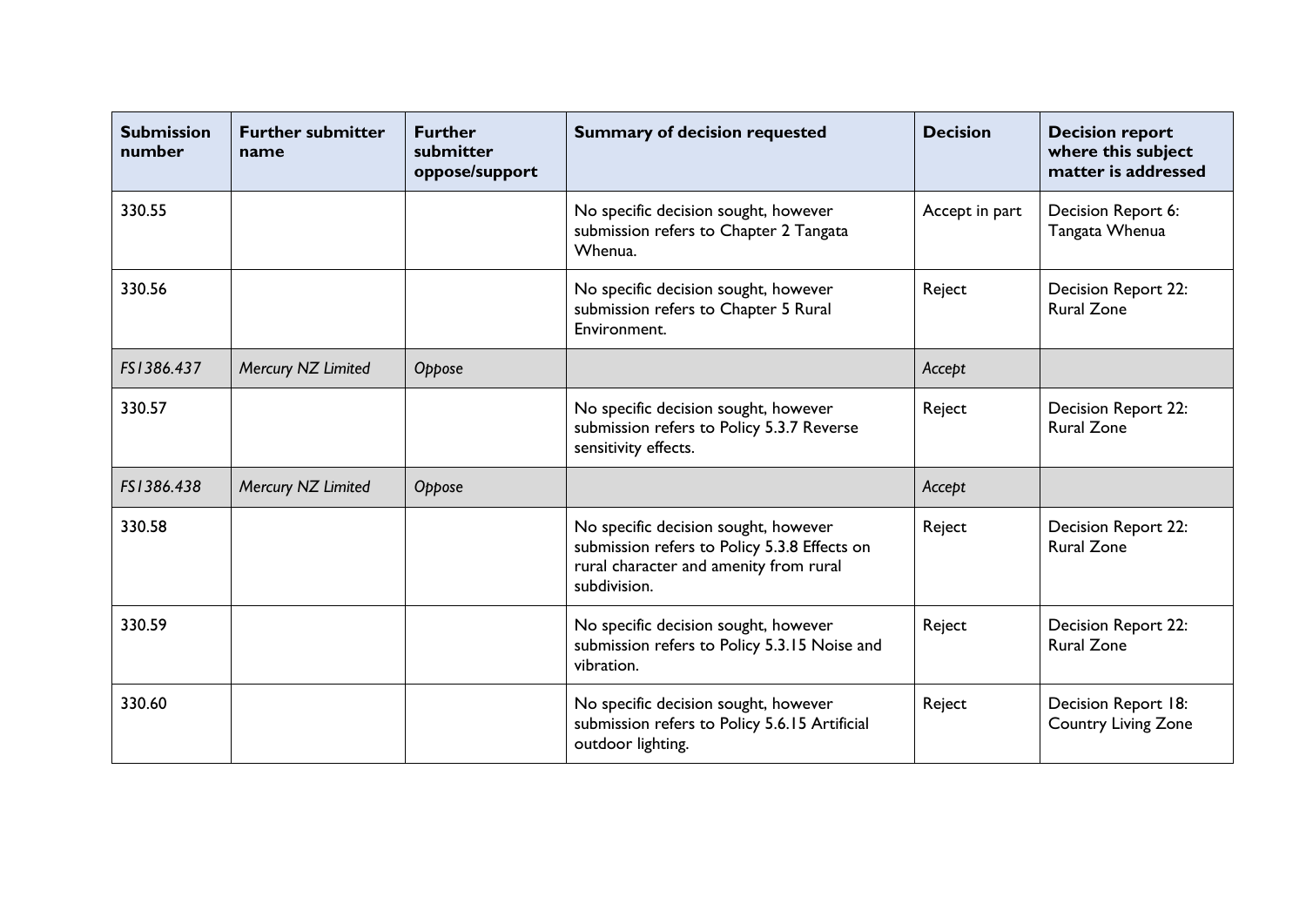| Submission number | Further submitter name | Further submitter oppose/support | Summary of decision requested | Decision | Decision report where this subject matter is addressed |
|---|---|---|---|---|---|
| 330.55 | | | No specific decision sought, however submission refers to Chapter 2 Tangata Whenua. | Accept in part | Decision Report 6: Tangata Whenua |
| 330.56 | | | No specific decision sought, however submission refers to Chapter 5 Rural Environment. | Reject | Decision Report 22: Rural Zone |
| *FS1386.437* | *Mercury NZ Limited* | *Oppose* | | *Accept* | |
| 330.57 | | | No specific decision sought, however submission refers to Policy 5.3.7 Reverse sensitivity effects. | Reject | Decision Report 22: Rural Zone |
| *FS1386.438* | *Mercury NZ Limited* | *Oppose* | | *Accept* | |
| 330.58 | | | No specific decision sought, however submission refers to Policy 5.3.8 Effects on rural character and amenity from rural subdivision. | Reject | Decision Report 22: Rural Zone |
| 330.59 | | | No specific decision sought, however submission refers to Policy 5.3.15 Noise and vibration. | Reject | Decision Report 22: Rural Zone |
| 330.60 | | | No specific decision sought, however submission refers to Policy 5.6.15 Artificial outdoor lighting. | Reject | Decision Report 18: Country Living Zone |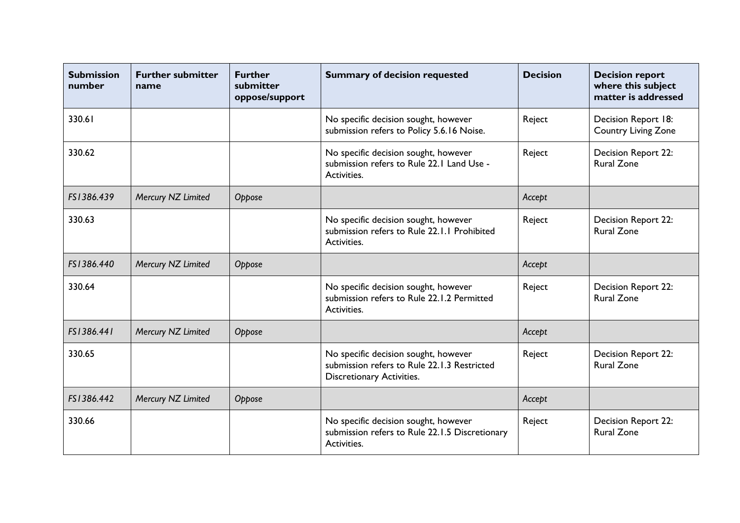| Submission number | Further submitter name | Further submitter oppose/support | Summary of decision requested | Decision | Decision report where this subject matter is addressed |
|---|---|---|---|---|---|
| 330.61 | | | No specific decision sought, however submission refers to Policy 5.6.16 Noise. | Reject | Decision Report 18: Country Living Zone |
| 330.62 | | | No specific decision sought, however submission refers to Rule 22.1 Land Use - Activities. | Reject | Decision Report 22: Rural Zone |
| *FS1386.439* | *Mercury NZ Limited* | *Oppose* | | *Accept* | |
| 330.63 | | | No specific decision sought, however submission refers to Rule 22.1.1 Prohibited Activities. | Reject | Decision Report 22: Rural Zone |
| *FS1386.440* | *Mercury NZ Limited* | *Oppose* | | *Accept* | |
| 330.64 | | | No specific decision sought, however submission refers to Rule 22.1.2 Permitted Activities. | Reject | Decision Report 22: Rural Zone |
| *FS1386.441* | *Mercury NZ Limited* | *Oppose* | | *Accept* | |
| 330.65 | | | No specific decision sought, however submission refers to Rule 22.1.3 Restricted Discretionary Activities. | Reject | Decision Report 22: Rural Zone |
| *FS1386.442* | *Mercury NZ Limited* | *Oppose* | | *Accept* | |
| 330.66 | | | No specific decision sought, however submission refers to Rule 22.1.5 Discretionary Activities. | Reject | Decision Report 22: Rural Zone |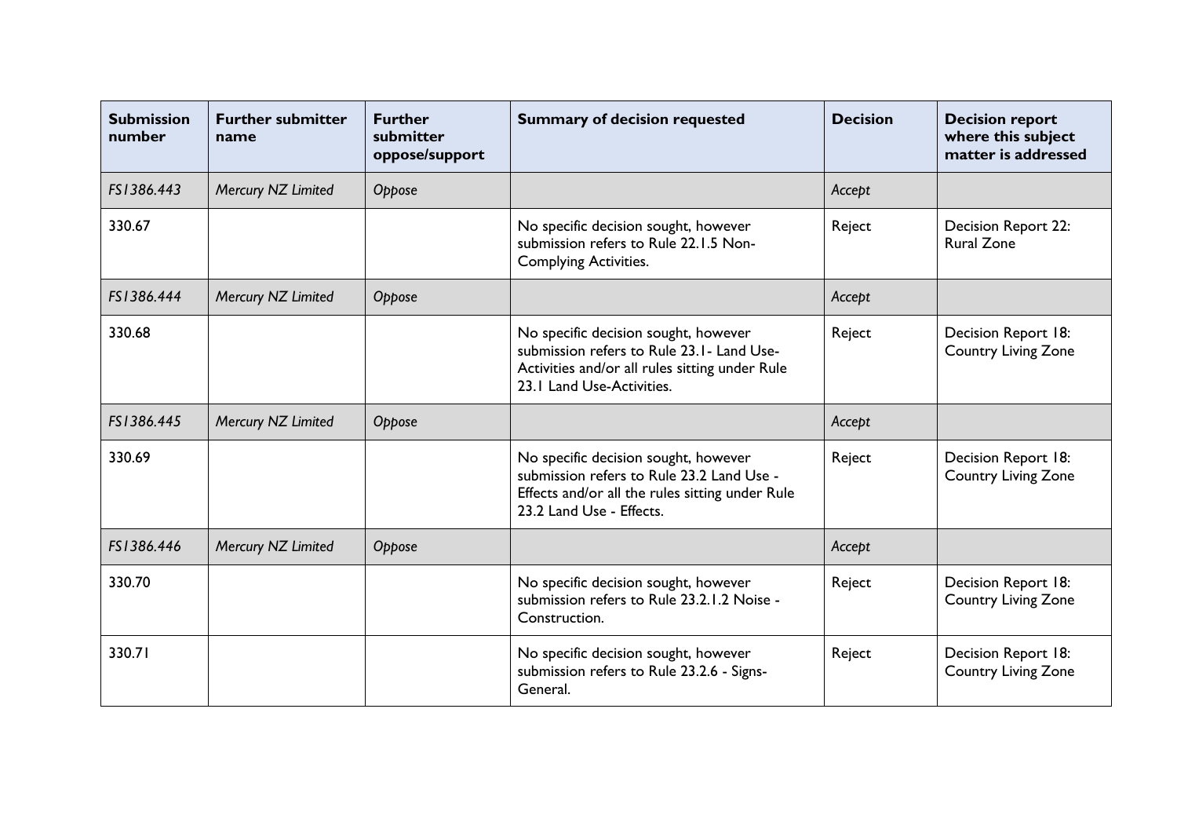| Submission number | Further submitter name | Further submitter oppose/support | Summary of decision requested | Decision | Decision report where this subject matter is addressed |
|---|---|---|---|---|---|
| *FS1386.443* | *Mercury NZ Limited* | *Oppose* | | *Accept* | |
| 330.67 | | | No specific decision sought, however submission refers to Rule 22.1.5 Non-Complying Activities. | Reject | Decision Report 22: Rural Zone |
| *FS1386.444* | *Mercury NZ Limited* | *Oppose* | | *Accept* | |
| 330.68 | | | No specific decision sought, however submission refers to Rule 23.1- Land Use-Activities and/or all rules sitting under Rule 23.1 Land Use-Activities. | Reject | Decision Report 18: Country Living Zone |
| *FS1386.445* | *Mercury NZ Limited* | *Oppose* | | *Accept* | |
| 330.69 | | | No specific decision sought, however submission refers to Rule 23.2 Land Use - Effects and/or all the rules sitting under Rule 23.2 Land Use - Effects. | Reject | Decision Report 18: Country Living Zone |
| *FS1386.446* | *Mercury NZ Limited* | *Oppose* | | *Accept* | |
| 330.70 | | | No specific decision sought, however submission refers to Rule 23.2.1.2 Noise - Construction. | Reject | Decision Report 18: Country Living Zone |
| 330.71 | | | No specific decision sought, however submission refers to Rule 23.2.6 - Signs-General. | Reject | Decision Report 18: Country Living Zone |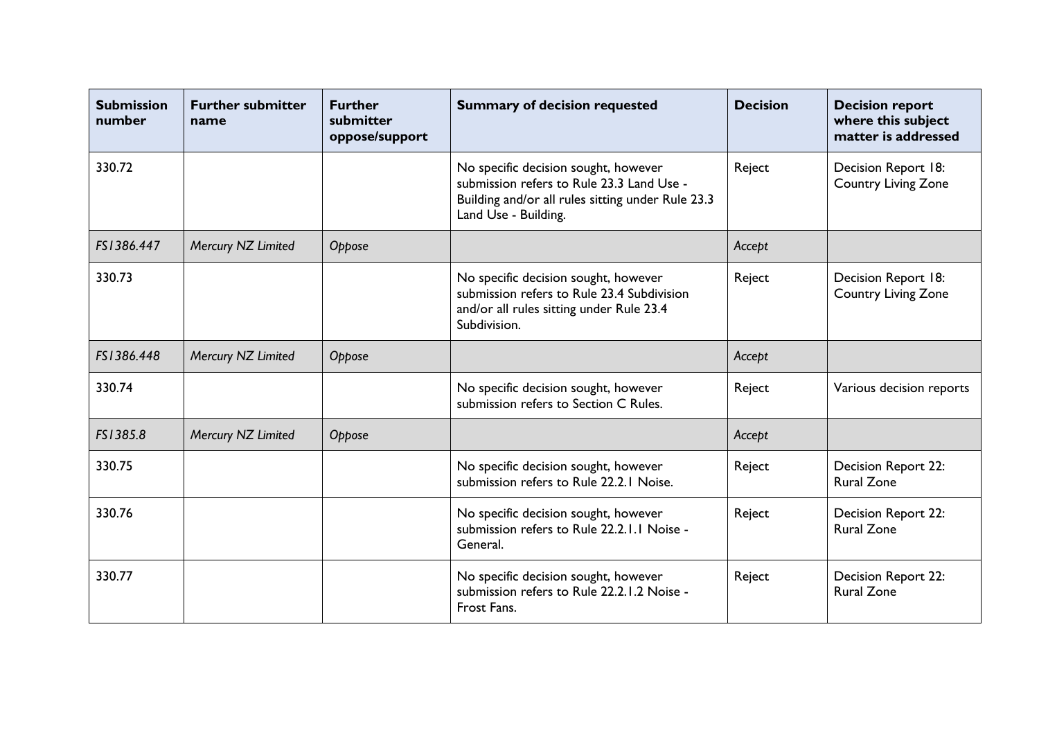| Submission number | Further submitter name | Further submitter oppose/support | Summary of decision requested | Decision | Decision report where this subject matter is addressed |
|---|---|---|---|---|---|
| 330.72 | | | No specific decision sought, however submission refers to Rule 23.3 Land Use - Building and/or all rules sitting under Rule 23.3 Land Use - Building. | Reject | Decision Report 18: Country Living Zone |
| *FS1386.447* | *Mercury NZ Limited* | *Oppose* | | *Accept* | |
| 330.73 | | | No specific decision sought, however submission refers to Rule 23.4 Subdivision and/or all rules sitting under Rule 23.4 Subdivision. | Reject | Decision Report 18: Country Living Zone |
| *FS1386.448* | *Mercury NZ Limited* | *Oppose* | | *Accept* | |
| 330.74 | | | No specific decision sought, however submission refers to Section C Rules. | Reject | Various decision reports |
| *FS1385.8* | *Mercury NZ Limited* | *Oppose* | | *Accept* | |
| 330.75 | | | No specific decision sought, however submission refers to Rule 22.2.1 Noise. | Reject | Decision Report 22: Rural Zone |
| 330.76 | | | No specific decision sought, however submission refers to Rule 22.2.1.1 Noise - General. | Reject | Decision Report 22: Rural Zone |
| 330.77 | | | No specific decision sought, however submission refers to Rule 22.2.1.2 Noise - Frost Fans. | Reject | Decision Report 22: Rural Zone |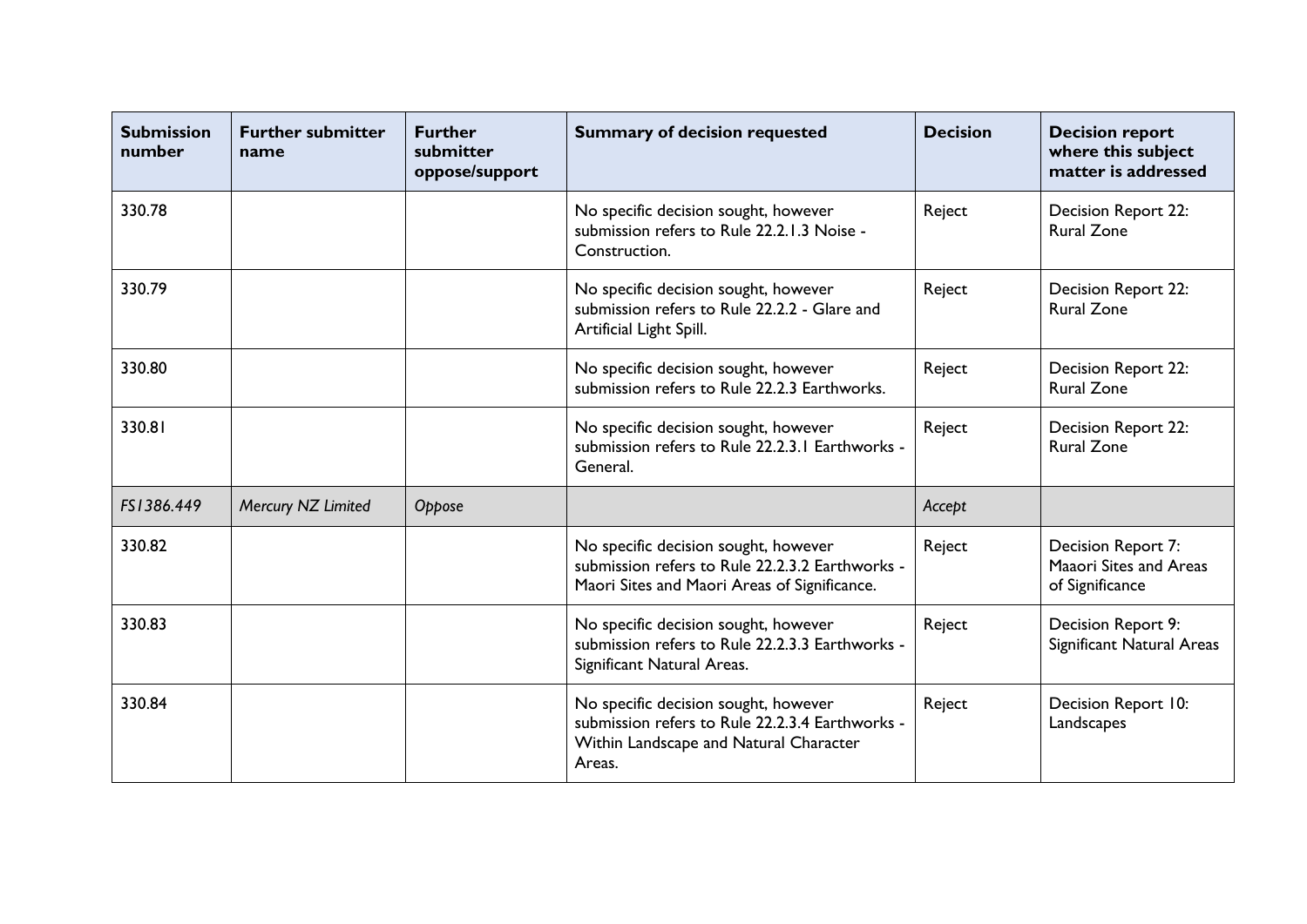| Submission number | Further submitter name | Further submitter oppose/support | Summary of decision requested | Decision | Decision report where this subject matter is addressed |
|---|---|---|---|---|---|
| 330.78 | | | No specific decision sought, however submission refers to Rule 22.2.1.3 Noise - Construction. | Reject | Decision Report 22: Rural Zone |
| 330.79 | | | No specific decision sought, however submission refers to Rule 22.2.2 - Glare and Artificial Light Spill. | Reject | Decision Report 22: Rural Zone |
| 330.80 | | | No specific decision sought, however submission refers to Rule 22.2.3 Earthworks. | Reject | Decision Report 22: Rural Zone |
| 330.81 | | | No specific decision sought, however submission refers to Rule 22.2.3.1 Earthworks - General. | Reject | Decision Report 22: Rural Zone |
| *FS1386.449* | *Mercury NZ Limited* | *Oppose* | | *Accept* | |
| 330.82 | | | No specific decision sought, however submission refers to Rule 22.2.3.2 Earthworks - Maori Sites and Maori Areas of Significance. | Reject | Decision Report 7: Maaori Sites and Areas of Significance |
| 330.83 | | | No specific decision sought, however submission refers to Rule 22.2.3.3 Earthworks - Significant Natural Areas. | Reject | Decision Report 9: Significant Natural Areas |
| 330.84 | | | No specific decision sought, however submission refers to Rule 22.2.3.4 Earthworks - Within Landscape and Natural Character Areas. | Reject | Decision Report 10: Landscapes |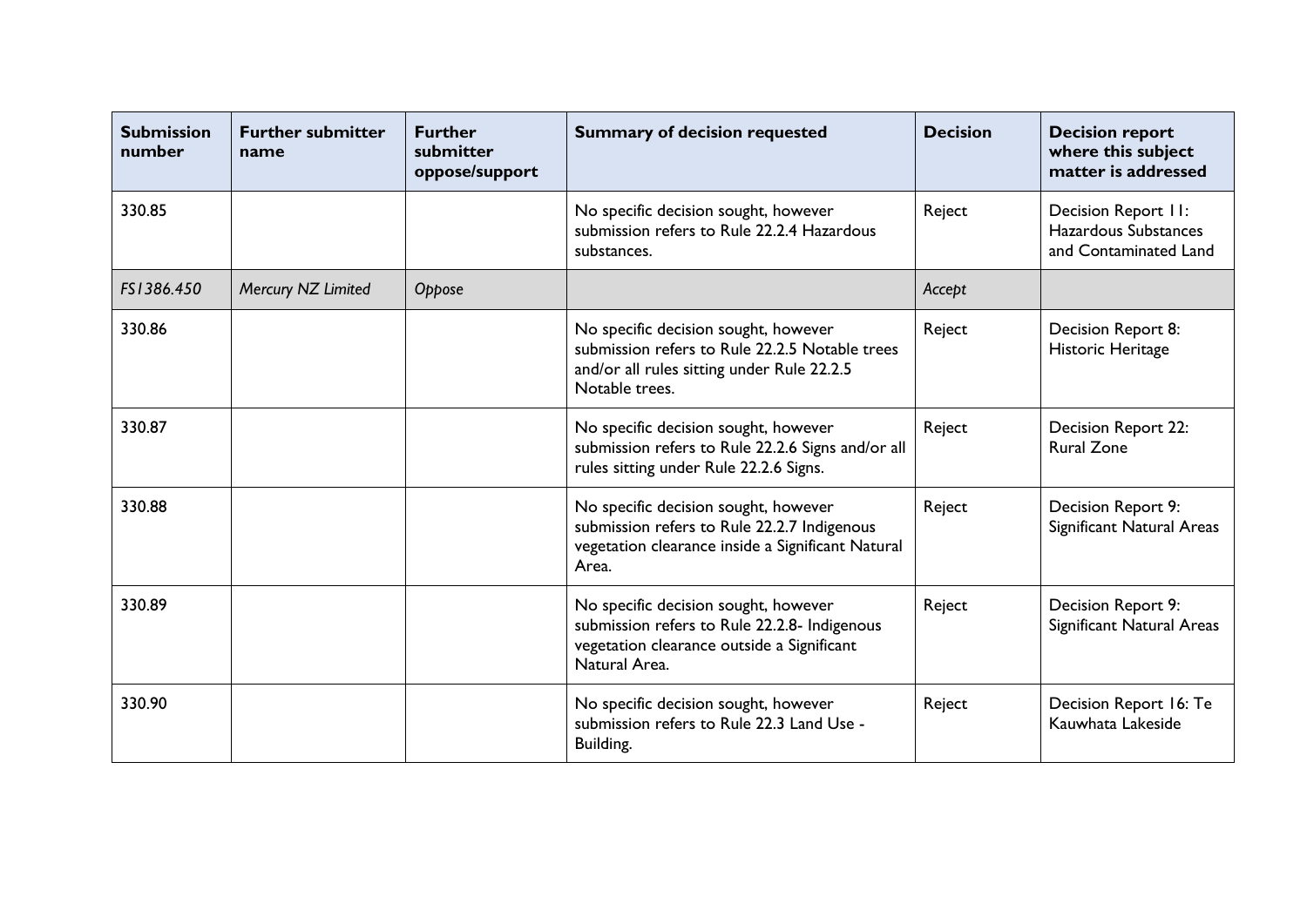| Submission number | Further submitter name | Further submitter oppose/support | Summary of decision requested | Decision | Decision report where this subject matter is addressed |
|---|---|---|---|---|---|
| 330.85 | | | No specific decision sought, however submission refers to Rule 22.2.4 Hazardous substances. | Reject | Decision Report 11: Hazardous Substances and Contaminated Land |
| *FS1386.450* | *Mercury NZ Limited* | *Oppose* | | *Accept* | |
| 330.86 | | | No specific decision sought, however submission refers to Rule 22.2.5 Notable trees and/or all rules sitting under Rule 22.2.5 Notable trees. | Reject | Decision Report 8: Historic Heritage |
| 330.87 | | | No specific decision sought, however submission refers to Rule 22.2.6 Signs and/or all rules sitting under Rule 22.2.6 Signs. | Reject | Decision Report 22: Rural Zone |
| 330.88 | | | No specific decision sought, however submission refers to Rule 22.2.7 Indigenous vegetation clearance inside a Significant Natural Area. | Reject | Decision Report 9: Significant Natural Areas |
| 330.89 | | | No specific decision sought, however submission refers to Rule 22.2.8- Indigenous vegetation clearance outside a Significant Natural Area. | Reject | Decision Report 9: Significant Natural Areas |
| 330.90 | | | No specific decision sought, however submission refers to Rule 22.3 Land Use - Building. | Reject | Decision Report 16: Te Kauwhata Lakeside |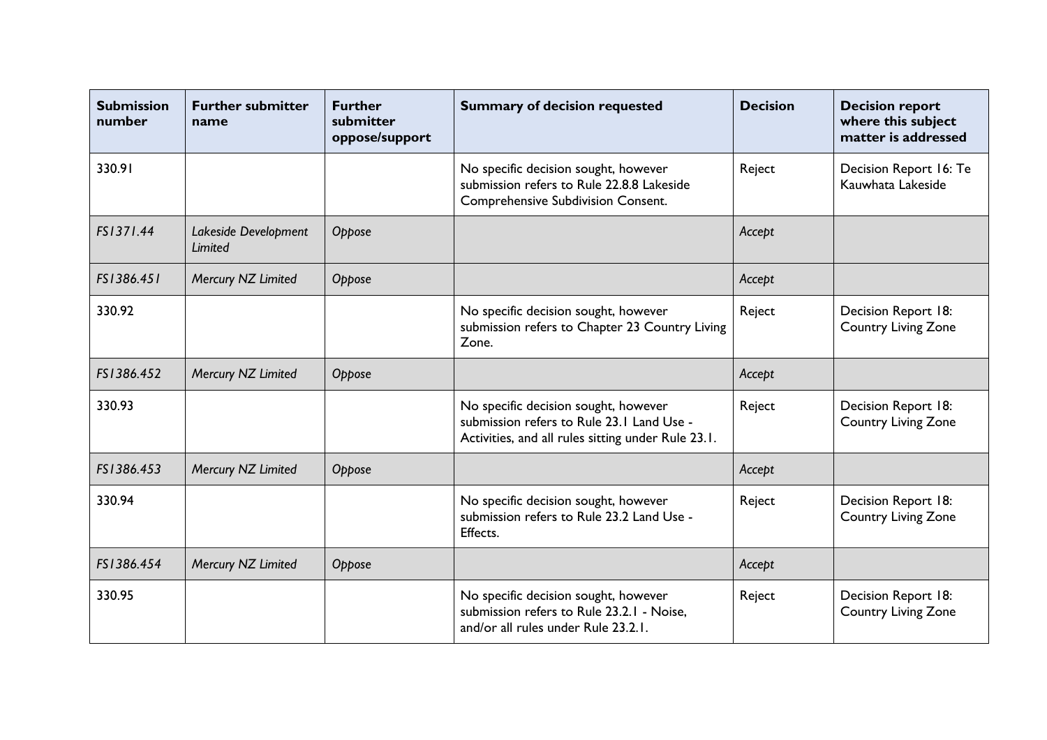| Submission number | Further submitter name | Further submitter oppose/support | Summary of decision requested | Decision | Decision report where this subject matter is addressed |
|---|---|---|---|---|---|
| 330.91 | | | No specific decision sought, however submission refers to Rule 22.8.8 Lakeside Comprehensive Subdivision Consent. | Reject | Decision Report 16: Te Kauwhata Lakeside |
| *FS1371.44* | *Lakeside Development Limited* | *Oppose* | | *Accept* | |
| *FS1386.451* | *Mercury NZ Limited* | *Oppose* | | *Accept* | |
| 330.92 | | | No specific decision sought, however submission refers to Chapter 23 Country Living Zone. | Reject | Decision Report 18: Country Living Zone |
| *FS1386.452* | *Mercury NZ Limited* | *Oppose* | | *Accept* | |
| 330.93 | | | No specific decision sought, however submission refers to Rule 23.1 Land Use - Activities, and all rules sitting under Rule 23.1. | Reject | Decision Report 18: Country Living Zone |
| *FS1386.453* | *Mercury NZ Limited* | *Oppose* | | *Accept* | |
| 330.94 | | | No specific decision sought, however submission refers to Rule 23.2 Land Use - Effects. | Reject | Decision Report 18: Country Living Zone |
| *FS1386.454* | *Mercury NZ Limited* | *Oppose* | | *Accept* | |
| 330.95 | | | No specific decision sought, however submission refers to Rule 23.2.1 - Noise, and/or all rules under Rule 23.2.1. | Reject | Decision Report 18: Country Living Zone |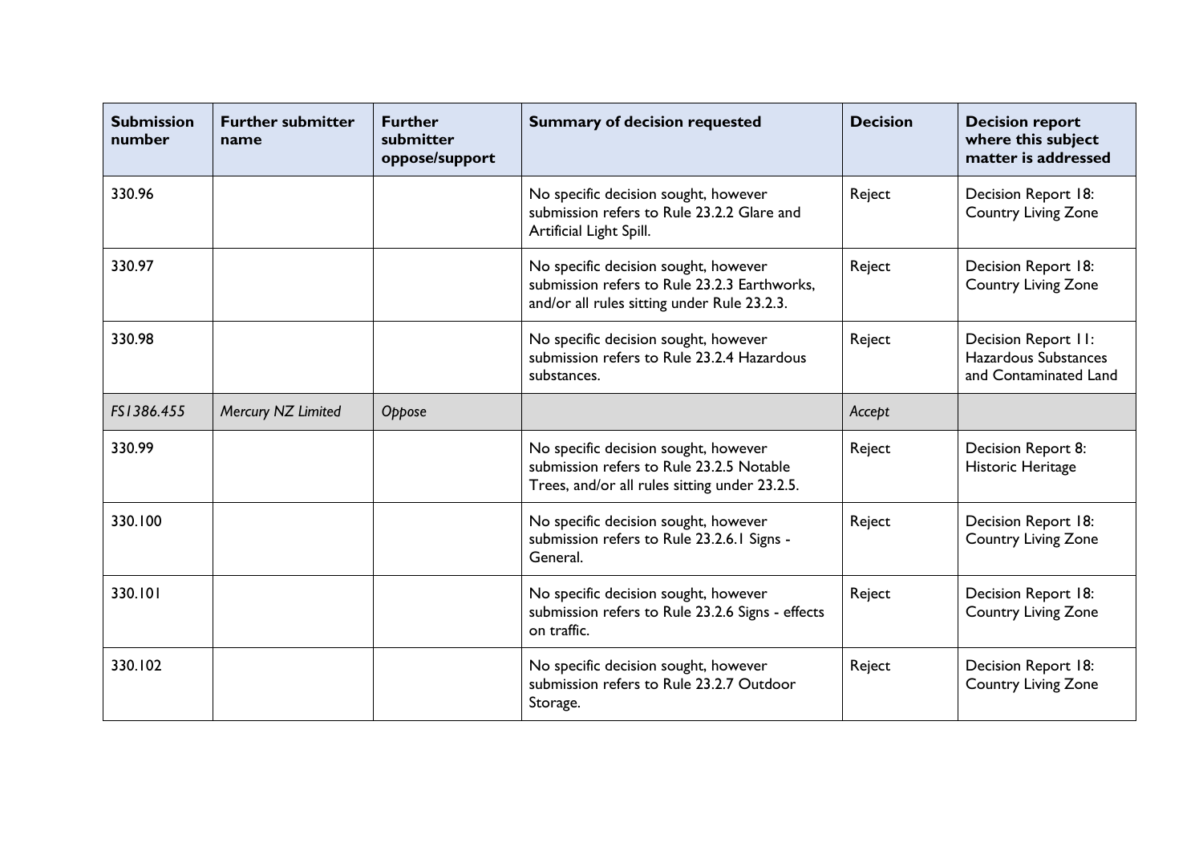| Submission number | Further submitter name | Further submitter oppose/support | Summary of decision requested | Decision | Decision report where this subject matter is addressed |
|---|---|---|---|---|---|
| 330.96 | | | No specific decision sought, however submission refers to Rule 23.2.2 Glare and Artificial Light Spill. | Reject | Decision Report 18: Country Living Zone |
| 330.97 | | | No specific decision sought, however submission refers to Rule 23.2.3 Earthworks, and/or all rules sitting under Rule 23.2.3. | Reject | Decision Report 18: Country Living Zone |
| 330.98 | | | No specific decision sought, however submission refers to Rule 23.2.4 Hazardous substances. | Reject | Decision Report 11: Hazardous Substances and Contaminated Land |
| *FS1386.455* | *Mercury NZ Limited* | *Oppose* | | *Accept* | |
| 330.99 | | | No specific decision sought, however submission refers to Rule 23.2.5 Notable Trees, and/or all rules sitting under 23.2.5. | Reject | Decision Report 8: Historic Heritage |
| 330.100 | | | No specific decision sought, however submission refers to Rule 23.2.6.1 Signs - General. | Reject | Decision Report 18: Country Living Zone |
| 330.101 | | | No specific decision sought, however submission refers to Rule 23.2.6 Signs - effects on traffic. | Reject | Decision Report 18: Country Living Zone |
| 330.102 | | | No specific decision sought, however submission refers to Rule 23.2.7 Outdoor Storage. | Reject | Decision Report 18: Country Living Zone |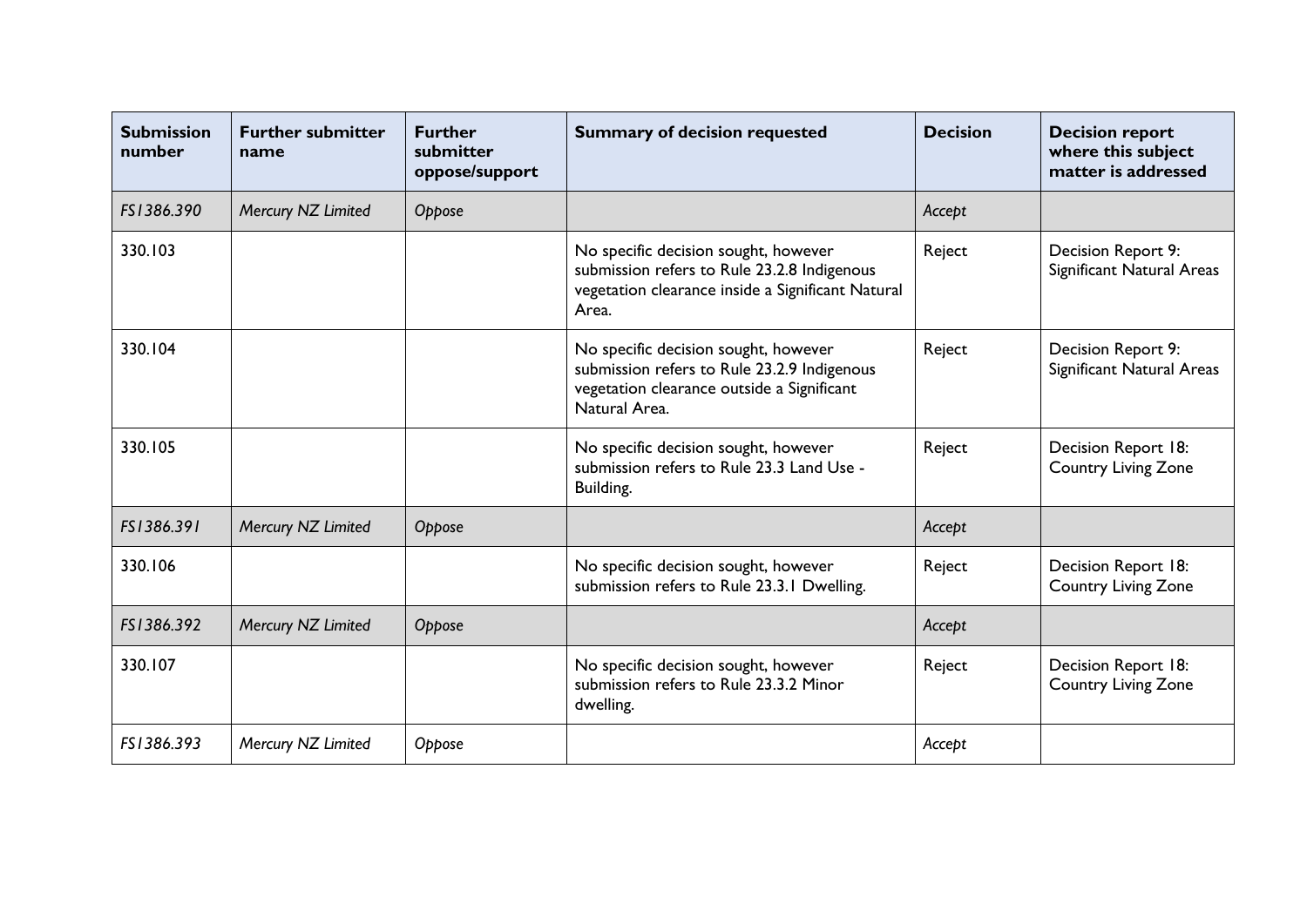| Submission number | Further submitter name | Further submitter oppose/support | Summary of decision requested | Decision | Decision report where this subject matter is addressed |
|---|---|---|---|---|---|
| *FS1386.390* | *Mercury NZ Limited* | *Oppose* | | *Accept* | |
| 330.103 | | | No specific decision sought, however submission refers to Rule 23.2.8 Indigenous vegetation clearance inside a Significant Natural Area. | Reject | Decision Report 9: Significant Natural Areas |
| 330.104 | | | No specific decision sought, however submission refers to Rule 23.2.9 Indigenous vegetation clearance outside a Significant Natural Area. | Reject | Decision Report 9: Significant Natural Areas |
| 330.105 | | | No specific decision sought, however submission refers to Rule 23.3 Land Use - Building. | Reject | Decision Report 18: Country Living Zone |
| *FS1386.391* | *Mercury NZ Limited* | *Oppose* | | *Accept* | |
| 330.106 | | | No specific decision sought, however submission refers to Rule 23.3.1 Dwelling. | Reject | Decision Report 18: Country Living Zone |
| *FS1386.392* | *Mercury NZ Limited* | *Oppose* | | *Accept* | |
| 330.107 | | | No specific decision sought, however submission refers to Rule 23.3.2 Minor dwelling. | Reject | Decision Report 18: Country Living Zone |
| *FS1386.393* | *Mercury NZ Limited* | *Oppose* | | *Accept* | |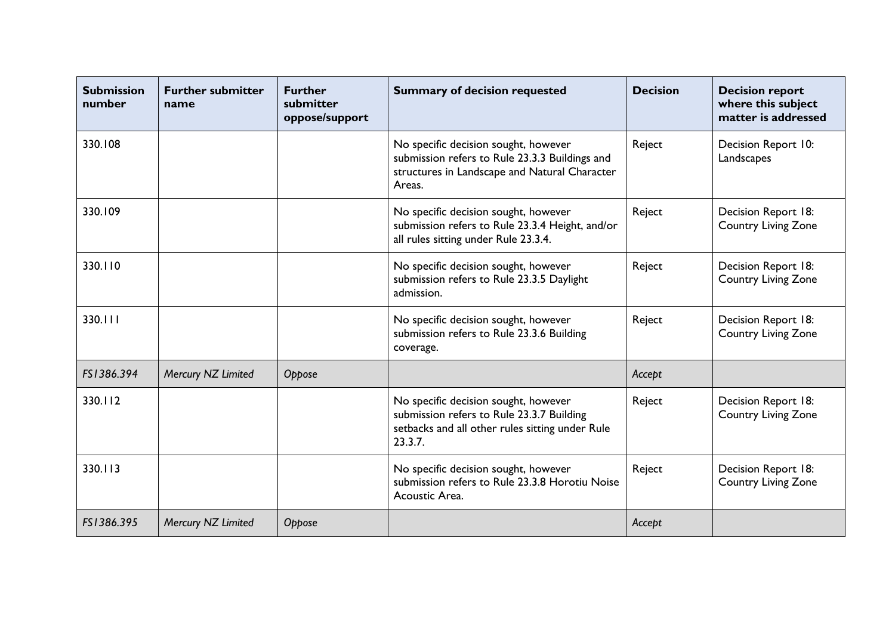| Submission number | Further submitter name | Further submitter oppose/support | Summary of decision requested | Decision | Decision report where this subject matter is addressed |
|---|---|---|---|---|---|
| 330.108 | | | No specific decision sought, however submission refers to Rule 23.3.3 Buildings and structures in Landscape and Natural Character Areas. | Reject | Decision Report 10: Landscapes |
| 330.109 | | | No specific decision sought, however submission refers to Rule 23.3.4 Height, and/or all rules sitting under Rule 23.3.4. | Reject | Decision Report 18: Country Living Zone |
| 330.110 | | | No specific decision sought, however submission refers to Rule 23.3.5 Daylight admission. | Reject | Decision Report 18: Country Living Zone |
| 330.111 | | | No specific decision sought, however submission refers to Rule 23.3.6 Building coverage. | Reject | Decision Report 18: Country Living Zone |
| *FS1386.394* | *Mercury NZ Limited* | *Oppose* | | *Accept* | |
| 330.112 | | | No specific decision sought, however submission refers to Rule 23.3.7 Building setbacks and all other rules sitting under Rule 23.3.7. | Reject | Decision Report 18: Country Living Zone |
| 330.113 | | | No specific decision sought, however submission refers to Rule 23.3.8 Horotiu Noise Acoustic Area. | Reject | Decision Report 18: Country Living Zone |
| *FS1386.395* | *Mercury NZ Limited* | *Oppose* | | *Accept* | |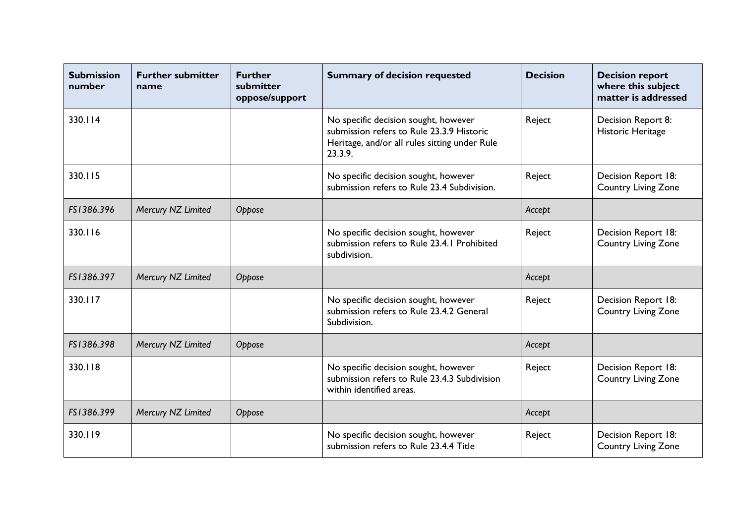| Submission number | Further submitter name | Further submitter oppose/support | Summary of decision requested | Decision | Decision report where this subject matter is addressed |
|---|---|---|---|---|---|
| 330.114 | | | No specific decision sought, however submission refers to Rule 23.3.9 Historic Heritage, and/or all rules sitting under Rule 23.3.9. | Reject | Decision Report 8: Historic Heritage |
| 330.115 | | | No specific decision sought, however submission refers to Rule 23.4 Subdivision. | Reject | Decision Report 18: Country Living Zone |
| *FS1386.396* | *Mercury NZ Limited* | *Oppose* | | *Accept* | |
| 330.116 | | | No specific decision sought, however submission refers to Rule 23.4.1 Prohibited subdivision. | Reject | Decision Report 18: Country Living Zone |
| *FS1386.397* | *Mercury NZ Limited* | *Oppose* | | *Accept* | |
| 330.117 | | | No specific decision sought, however submission refers to Rule 23.4.2 General Subdivision. | Reject | Decision Report 18: Country Living Zone |
| *FS1386.398* | *Mercury NZ Limited* | *Oppose* | | *Accept* | |
| 330.118 | | | No specific decision sought, however submission refers to Rule 23.4.3 Subdivision within identified areas. | Reject | Decision Report 18: Country Living Zone |
| *FS1386.399* | *Mercury NZ Limited* | *Oppose* | | *Accept* | |
| 330.119 | | | No specific decision sought, however submission refers to Rule 23.4.4 Title | Reject | Decision Report 18: Country Living Zone |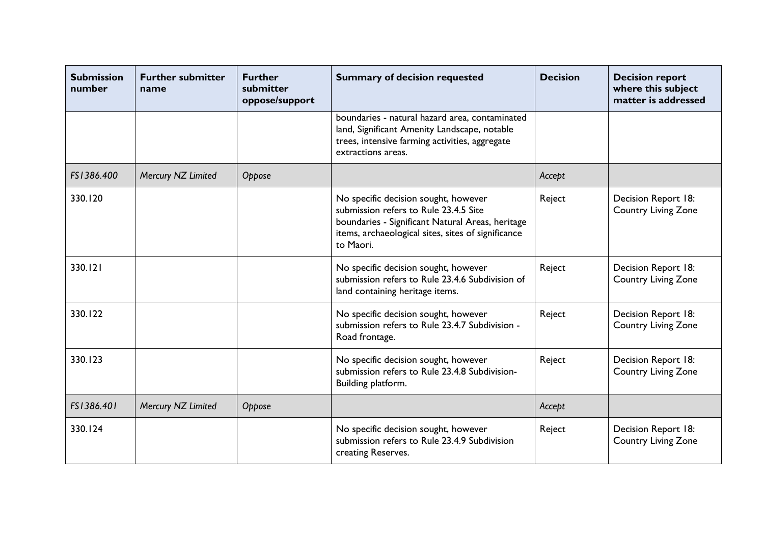| Submission number | Further submitter name | Further submitter oppose/support | Summary of decision requested | Decision | Decision report where this subject matter is addressed |
|---|---|---|---|---|---|
| | | | boundaries - natural hazard area, contaminated land, Significant Amenity Landscape, notable trees, intensive farming activities, aggregate extractions areas. | | |
| *FS1386.400* | *Mercury NZ Limited* | *Oppose* | | *Accept* | |
| 330.120 | | | No specific decision sought, however submission refers to Rule 23.4.5 Site boundaries - Significant Natural Areas, heritage items, archaeological sites, sites of significance to Maori. | Reject | Decision Report 18: Country Living Zone |
| 330.121 | | | No specific decision sought, however submission refers to Rule 23.4.6 Subdivision of land containing heritage items. | Reject | Decision Report 18: Country Living Zone |
| 330.122 | | | No specific decision sought, however submission refers to Rule 23.4.7 Subdivision - Road frontage. | Reject | Decision Report 18: Country Living Zone |
| 330.123 | | | No specific decision sought, however submission refers to Rule 23.4.8 Subdivision-Building platform. | Reject | Decision Report 18: Country Living Zone |
| *FS1386.401* | *Mercury NZ Limited* | *Oppose* | | *Accept* | |
| 330.124 | | | No specific decision sought, however submission refers to Rule 23.4.9 Subdivision creating Reserves. | Reject | Decision Report 18: Country Living Zone |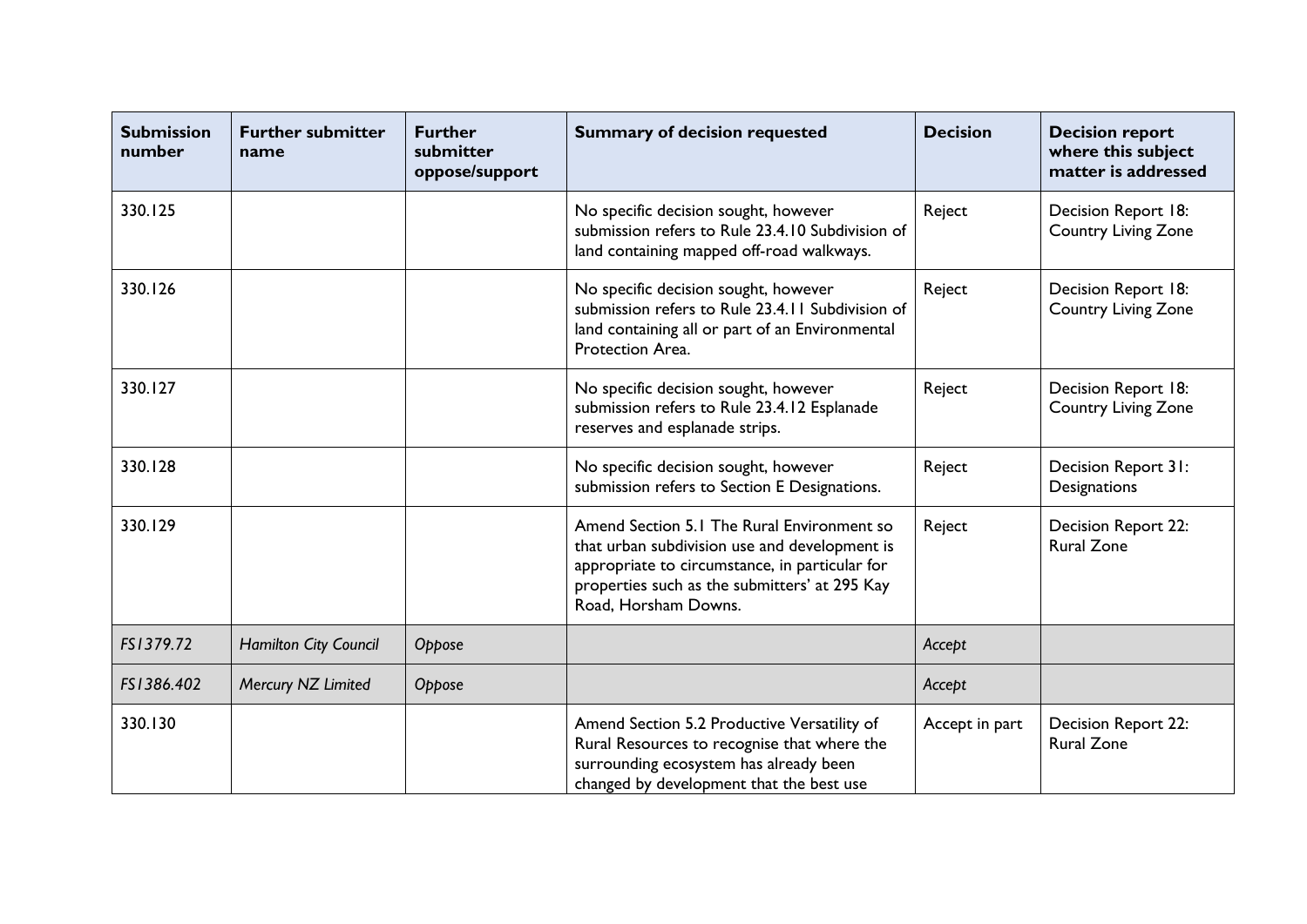| Submission number | Further submitter name | Further submitter oppose/support | Summary of decision requested | Decision | Decision report where this subject matter is addressed |
|---|---|---|---|---|---|
| 330.125 | | | No specific decision sought, however submission refers to Rule 23.4.10 Subdivision of land containing mapped off-road walkways. | Reject | Decision Report 18: Country Living Zone |
| 330.126 | | | No specific decision sought, however submission refers to Rule 23.4.11 Subdivision of land containing all or part of an Environmental Protection Area. | Reject | Decision Report 18: Country Living Zone |
| 330.127 | | | No specific decision sought, however submission refers to Rule 23.4.12 Esplanade reserves and esplanade strips. | Reject | Decision Report 18: Country Living Zone |
| 330.128 | | | No specific decision sought, however submission refers to Section E Designations. | Reject | Decision Report 31: Designations |
| 330.129 | | | Amend Section 5.1 The Rural Environment so that urban subdivision use and development is appropriate to circumstance, in particular for properties such as the submitters' at 295 Kay Road, Horsham Downs. | Reject | Decision Report 22: Rural Zone |
| *FS1379.72* | *Hamilton City Council* | *Oppose* | | *Accept* | |
| *FS1386.402* | *Mercury NZ Limited* | *Oppose* | | *Accept* | |
| 330.130 | | | Amend Section 5.2 Productive Versatility of Rural Resources to recognise that where the surrounding ecosystem has already been changed by development that the best use | Accept in part | Decision Report 22: Rural Zone |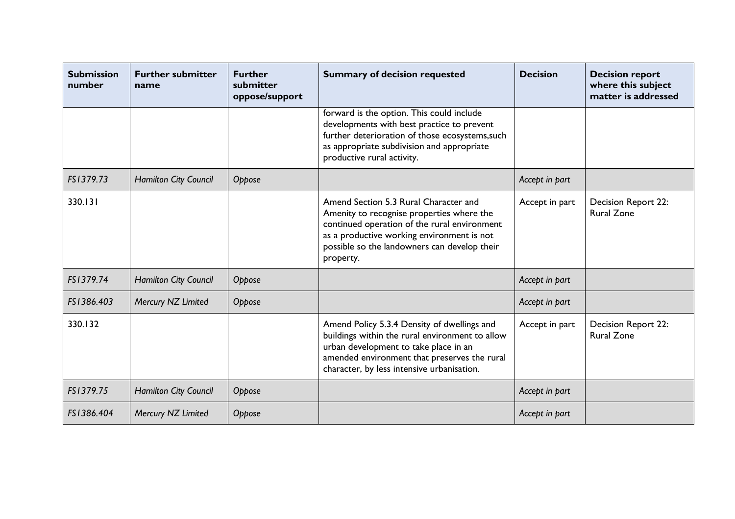| Submission number | Further submitter name | Further submitter oppose/support | Summary of decision requested | Decision | Decision report where this subject matter is addressed |
|---|---|---|---|---|---|
| | | | forward is the option. This could include developments with best practice to prevent further deterioration of those ecosystems,such as appropriate subdivision and appropriate productive rural activity. | | |
| *FS1379.73* | *Hamilton City Council* | *Oppose* | | *Accept in part* | |
| 330.131 | | | Amend Section 5.3 Rural Character and Amenity to recognise properties where the continued operation of the rural environment as a productive working environment is not possible so the landowners can develop their property. | Accept in part | Decision Report 22: Rural Zone |
| *FS1379.74* | *Hamilton City Council* | *Oppose* | | *Accept in part* | |
| *FS1386.403* | *Mercury NZ Limited* | *Oppose* | | *Accept in part* | |
| 330.132 | | | Amend Policy 5.3.4 Density of dwellings and buildings within the rural environment to allow urban development to take place in an amended environment that preserves the rural character, by less intensive urbanisation. | Accept in part | Decision Report 22: Rural Zone |
| *FS1379.75* | *Hamilton City Council* | *Oppose* | | *Accept in part* | |
| *FS1386.404* | *Mercury NZ Limited* | *Oppose* | | *Accept in part* | |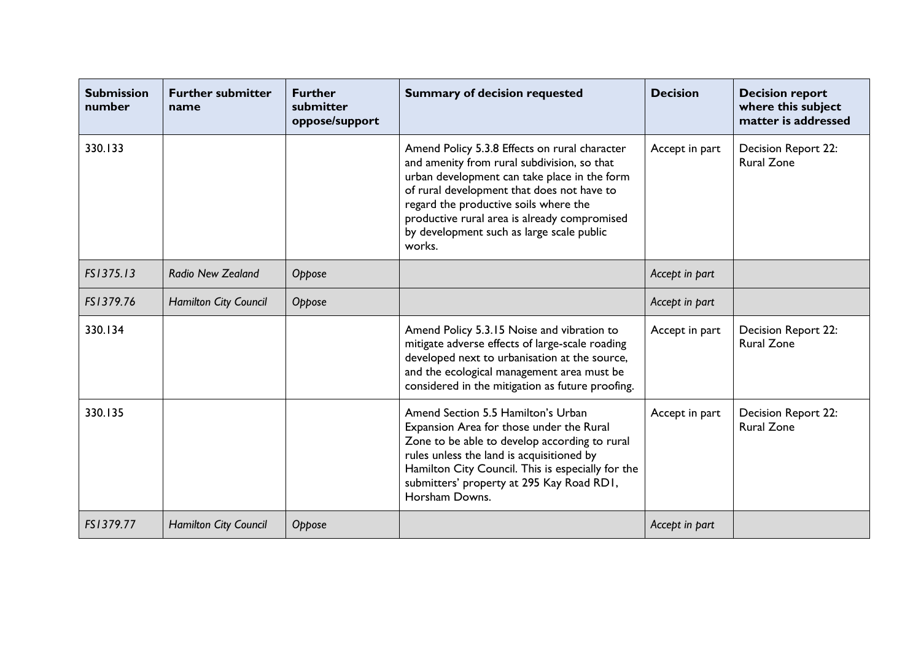| Submission number | Further submitter name | Further submitter oppose/support | Summary of decision requested | Decision | Decision report where this subject matter is addressed |
|---|---|---|---|---|---|
| 330.133 | | | Amend Policy 5.3.8 Effects on rural character and amenity from rural subdivision, so that urban development can take place in the form of rural development that does not have to regard the productive soils where the productive rural area is already compromised by development such as large scale public works. | Accept in part | Decision Report 22: Rural Zone |
| *FS1375.13* | *Radio New Zealand* | *Oppose* | | *Accept in part* | |
| *FS1379.76* | *Hamilton City Council* | *Oppose* | | *Accept in part* | |
| 330.134 | | | Amend Policy 5.3.15 Noise and vibration to mitigate adverse effects of large-scale roading developed next to urbanisation at the source, and the ecological management area must be considered in the mitigation as future proofing. | Accept in part | Decision Report 22: Rural Zone |
| 330.135 | | | Amend Section 5.5 Hamilton's Urban Expansion Area for those under the Rural Zone to be able to develop according to rural rules unless the land is acquisitioned by Hamilton City Council. This is especially for the submitters' property at 295 Kay Road RD1, Horsham Downs. | Accept in part | Decision Report 22: Rural Zone |
| *FS1379.77* | *Hamilton City Council* | *Oppose* | | *Accept in part* | |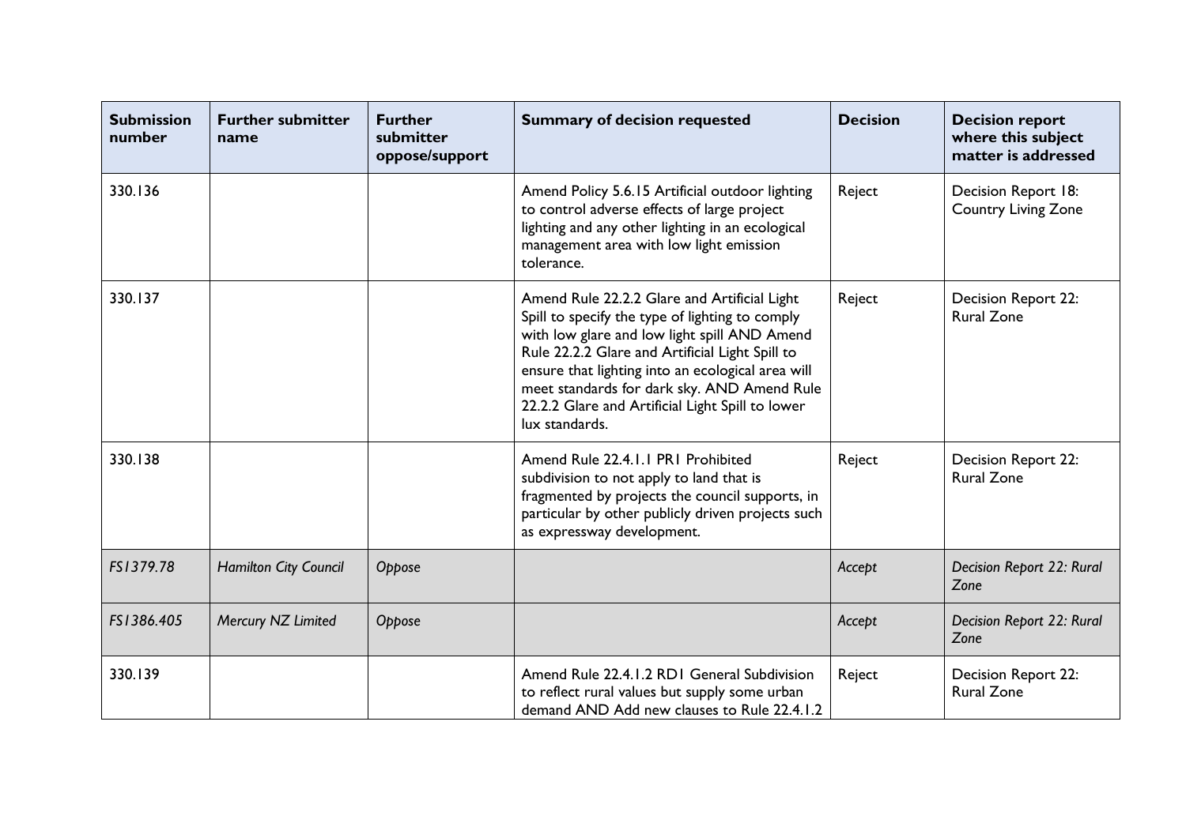| Submission number | Further submitter name | Further submitter oppose/support | Summary of decision requested | Decision | Decision report where this subject matter is addressed |
|---|---|---|---|---|---|
| 330.136 | | | Amend Policy 5.6.15 Artificial outdoor lighting to control adverse effects of large project lighting and any other lighting in an ecological management area with low light emission tolerance. | Reject | Decision Report 18: Country Living Zone |
| 330.137 | | | Amend Rule 22.2.2 Glare and Artificial Light Spill to specify the type of lighting to comply with low glare and low light spill AND Amend Rule 22.2.2 Glare and Artificial Light Spill to ensure that lighting into an ecological area will meet standards for dark sky. AND Amend Rule 22.2.2 Glare and Artificial Light Spill to lower lux standards. | Reject | Decision Report 22: Rural Zone |
| 330.138 | | | Amend Rule 22.4.1.1 PR1 Prohibited subdivision to not apply to land that is fragmented by projects the council supports, in particular by other publicly driven projects such as expressway development. | Reject | Decision Report 22: Rural Zone |
| *FS1379.78* | *Hamilton City Council* | *Oppose* | | *Accept* | *Decision Report 22: Rural Zone* |
| *FS1386.405* | *Mercury NZ Limited* | *Oppose* | | *Accept* | *Decision Report 22: Rural Zone* |
| 330.139 | | | Amend Rule 22.4.1.2 RD1 General Subdivision to reflect rural values but supply some urban demand AND Add new clauses to Rule 22.4.1.2 | Reject | Decision Report 22: Rural Zone |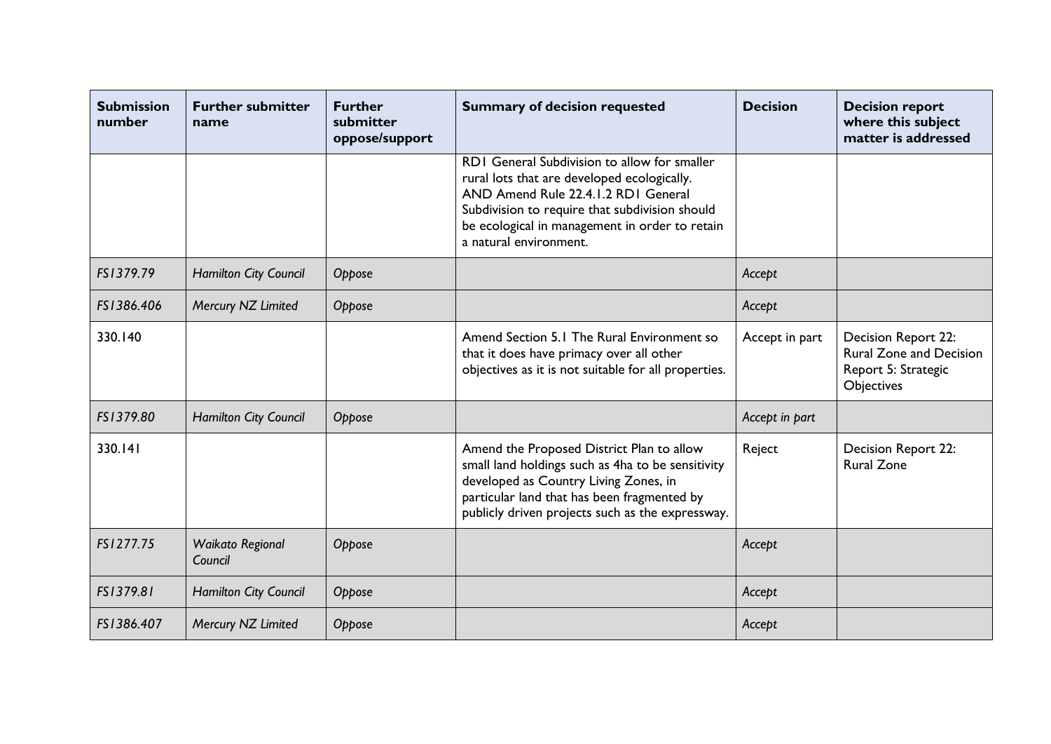| Submission number | Further submitter name | Further submitter oppose/support | Summary of decision requested | Decision | Decision report where this subject matter is addressed |
|---|---|---|---|---|---|
| | | | RD1 General Subdivision to allow for smaller rural lots that are developed ecologically. AND Amend Rule 22.4.1.2 RD1 General Subdivision to require that subdivision should be ecological in management in order to retain a natural environment. | | |
| *FS1379.79* | *Hamilton City Council* | *Oppose* | | *Accept* | |
| *FS1386.406* | *Mercury NZ Limited* | *Oppose* | | *Accept* | |
| 330.140 | | | Amend Section 5.1 The Rural Environment so that it does have primacy over all other objectives as it is not suitable for all properties. | Accept in part | Decision Report 22: Rural Zone and Decision Report 5: Strategic Objectives |
| *FS1379.80* | *Hamilton City Council* | *Oppose* | | *Accept in part* | |
| 330.141 | | | Amend the Proposed District Plan to allow small land holdings such as 4ha to be sensitivity developed as Country Living Zones, in particular land that has been fragmented by publicly driven projects such as the expressway. | Reject | Decision Report 22: Rural Zone |
| *FS1277.75* | *Waikato Regional Council* | *Oppose* | | *Accept* | |
| *FS1379.81* | *Hamilton City Council* | *Oppose* | | *Accept* | |
| *FS1386.407* | *Mercury NZ Limited* | *Oppose* | | *Accept* | |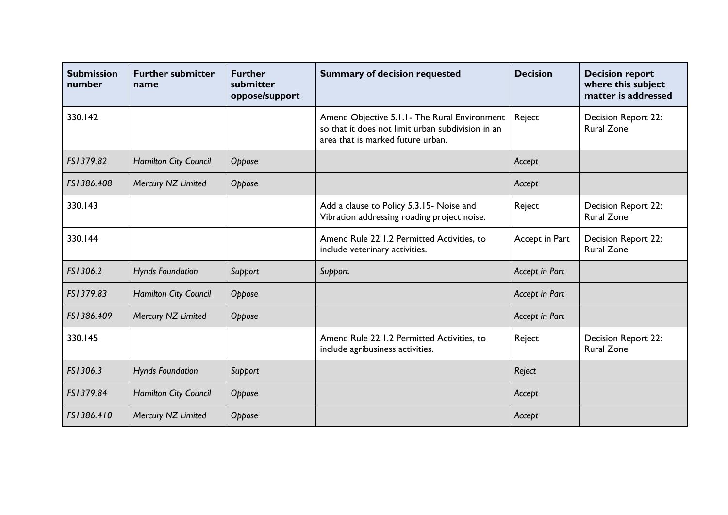| Submission number | Further submitter name | Further submitter oppose/support | Summary of decision requested | Decision | Decision report where this subject matter is addressed |
|---|---|---|---|---|---|
| 330.142 | | | Amend Objective 5.1.1- The Rural Environment so that it does not limit urban subdivision in an area that is marked future urban. | Reject | Decision Report 22: Rural Zone |
| *FS1379.82* | *Hamilton City Council* | *Oppose* | | *Accept* | |
| *FS1386.408* | *Mercury NZ Limited* | *Oppose* | | *Accept* | |
| 330.143 | | | Add a clause to Policy 5.3.15- Noise and Vibration addressing roading project noise. | Reject | Decision Report 22: Rural Zone |
| 330.144 | | | Amend Rule 22.1.2 Permitted Activities, to include veterinary activities. | Accept in Part | Decision Report 22: Rural Zone |
| *FS1306.2* | *Hynds Foundation* | *Support* | *Support.* | *Accept in Part* | |
| *FS1379.83* | *Hamilton City Council* | *Oppose* | | *Accept in Part* | |
| *FS1386.409* | *Mercury NZ Limited* | *Oppose* | | *Accept in Part* | |
| 330.145 | | | Amend Rule 22.1.2 Permitted Activities, to include agribusiness activities. | Reject | Decision Report 22: Rural Zone |
| *FS1306.3* | *Hynds Foundation* | *Support* | | *Reject* | |
| *FS1379.84* | *Hamilton City Council* | *Oppose* | | *Accept* | |
| *FS1386.410* | *Mercury NZ Limited* | *Oppose* | | *Accept* | |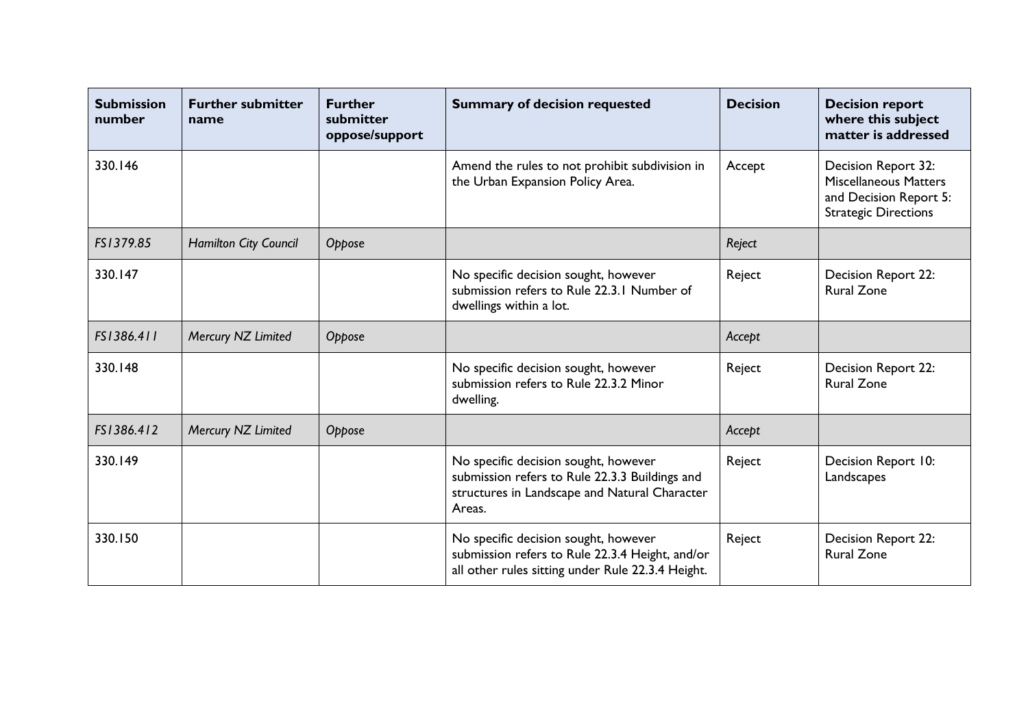| Submission number | Further submitter name | Further submitter oppose/support | Summary of decision requested | Decision | Decision report where this subject matter is addressed |
|---|---|---|---|---|---|
| 330.146 | | | Amend the rules to not prohibit subdivision in the Urban Expansion Policy Area. | Accept | Decision Report 32: Miscellaneous Matters and Decision Report 5: Strategic Directions |
| *FS1379.85* | *Hamilton City Council* | *Oppose* | | *Reject* | |
| 330.147 | | | No specific decision sought, however submission refers to Rule 22.3.1 Number of dwellings within a lot. | Reject | Decision Report 22: Rural Zone |
| *FS1386.411* | *Mercury NZ Limited* | *Oppose* | | *Accept* | |
| 330.148 | | | No specific decision sought, however submission refers to Rule 22.3.2 Minor dwelling. | Reject | Decision Report 22: Rural Zone |
| *FS1386.412* | *Mercury NZ Limited* | *Oppose* | | *Accept* | |
| 330.149 | | | No specific decision sought, however submission refers to Rule 22.3.3 Buildings and structures in Landscape and Natural Character Areas. | Reject | Decision Report 10: Landscapes |
| 330.150 | | | No specific decision sought, however submission refers to Rule 22.3.4 Height, and/or all other rules sitting under Rule 22.3.4 Height. | Reject | Decision Report 22: Rural Zone |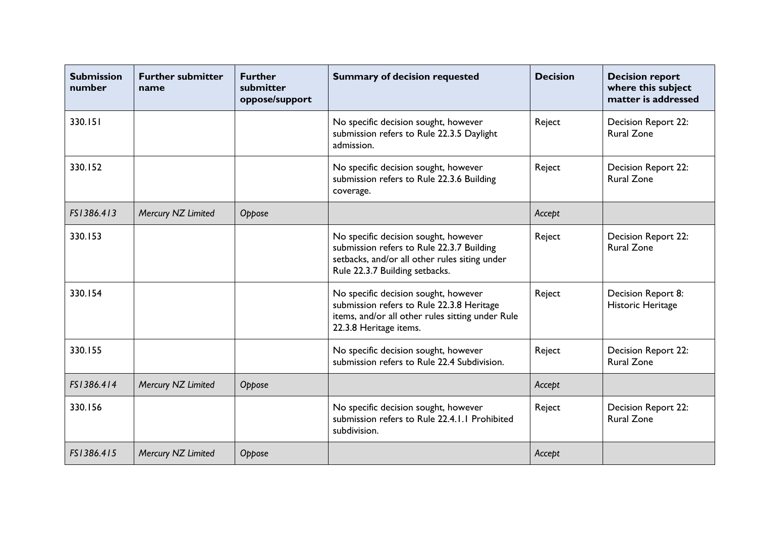| Submission number | Further submitter name | Further submitter oppose/support | Summary of decision requested | Decision | Decision report where this subject matter is addressed |
|---|---|---|---|---|---|
| 330.151 | | | No specific decision sought, however submission refers to Rule 22.3.5 Daylight admission. | Reject | Decision Report 22: Rural Zone |
| 330.152 | | | No specific decision sought, however submission refers to Rule 22.3.6 Building coverage. | Reject | Decision Report 22: Rural Zone |
| *FS1386.413* | *Mercury NZ Limited* | *Oppose* | | *Accept* | |
| 330.153 | | | No specific decision sought, however submission refers to Rule 22.3.7 Building setbacks, and/or all other rules siting under Rule 22.3.7 Building setbacks. | Reject | Decision Report 22: Rural Zone |
| 330.154 | | | No specific decision sought, however submission refers to Rule 22.3.8 Heritage items, and/or all other rules sitting under Rule 22.3.8 Heritage items. | Reject | Decision Report 8: Historic Heritage |
| 330.155 | | | No specific decision sought, however submission refers to Rule 22.4 Subdivision. | Reject | Decision Report 22: Rural Zone |
| *FS1386.414* | *Mercury NZ Limited* | *Oppose* | | *Accept* | |
| 330.156 | | | No specific decision sought, however submission refers to Rule 22.4.1.1 Prohibited subdivision. | Reject | Decision Report 22: Rural Zone |
| *FS1386.415* | *Mercury NZ Limited* | *Oppose* | | *Accept* | |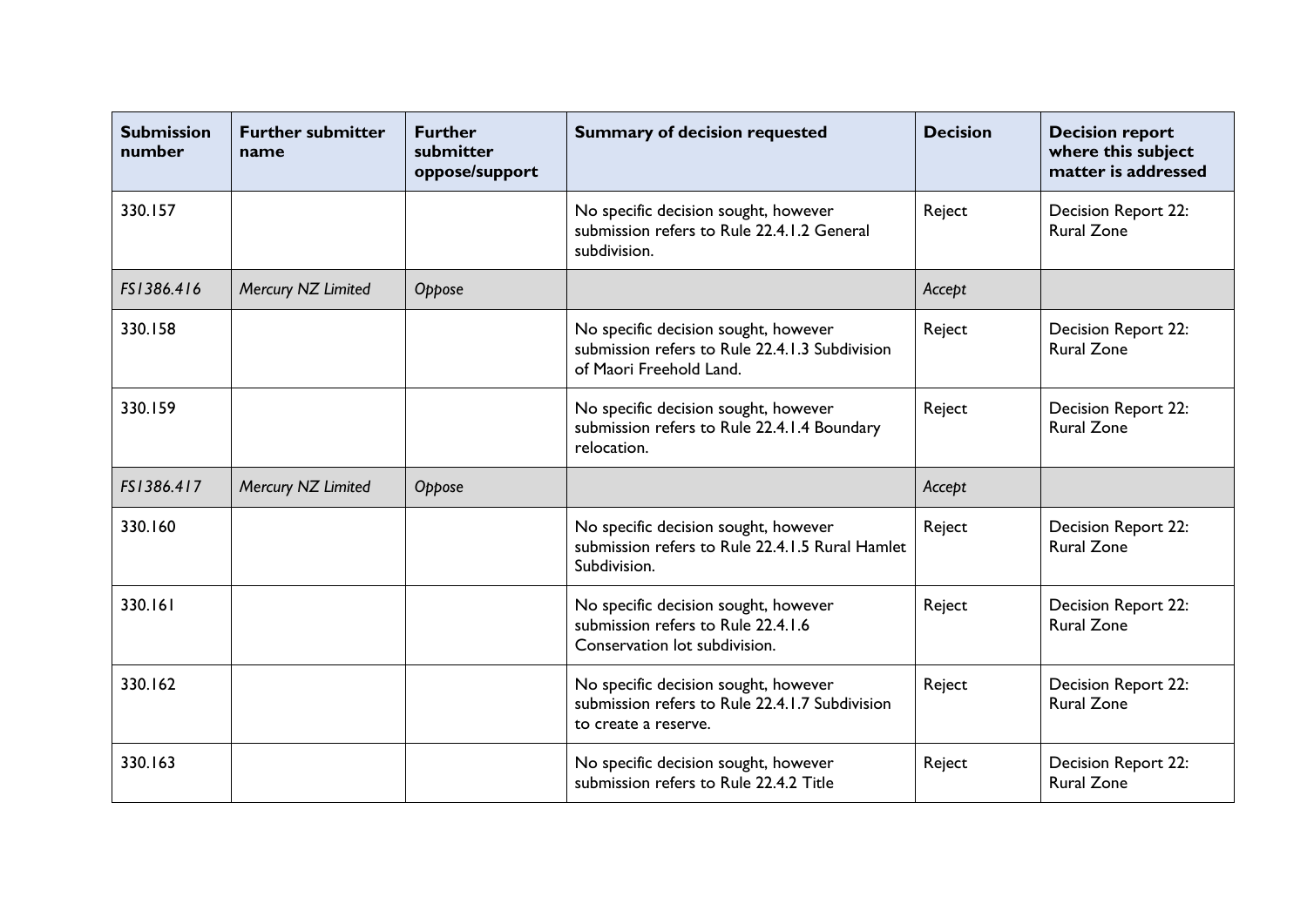| Submission number | Further submitter name | Further submitter oppose/support | Summary of decision requested | Decision | Decision report where this subject matter is addressed |
|---|---|---|---|---|---|
| 330.157 | | | No specific decision sought, however submission refers to Rule 22.4.1.2 General subdivision. | Reject | Decision Report 22: Rural Zone |
| *FS1386.416* | *Mercury NZ Limited* | *Oppose* | | *Accept* | |
| 330.158 | | | No specific decision sought, however submission refers to Rule 22.4.1.3 Subdivision of Maori Freehold Land. | Reject | Decision Report 22: Rural Zone |
| 330.159 | | | No specific decision sought, however submission refers to Rule 22.4.1.4 Boundary relocation. | Reject | Decision Report 22: Rural Zone |
| *FS1386.417* | *Mercury NZ Limited* | *Oppose* | | *Accept* | |
| 330.160 | | | No specific decision sought, however submission refers to Rule 22.4.1.5 Rural Hamlet Subdivision. | Reject | Decision Report 22: Rural Zone |
| 330.161 | | | No specific decision sought, however submission refers to Rule 22.4.1.6 Conservation lot subdivision. | Reject | Decision Report 22: Rural Zone |
| 330.162 | | | No specific decision sought, however submission refers to Rule 22.4.1.7 Subdivision to create a reserve. | Reject | Decision Report 22: Rural Zone |
| 330.163 | | | No specific decision sought, however submission refers to Rule 22.4.2 Title | Reject | Decision Report 22: Rural Zone |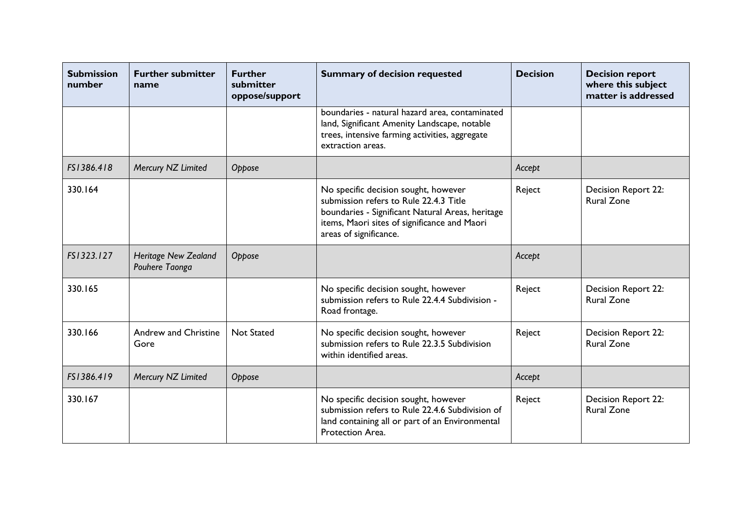| Submission number | Further submitter name | Further submitter oppose/support | Summary of decision requested | Decision | Decision report where this subject matter is addressed |
|---|---|---|---|---|---|
| | | | boundaries - natural hazard area, contaminated land, Significant Amenity Landscape, notable trees, intensive farming activities, aggregate extraction areas. | | |
| *FS1386.418* | *Mercury NZ Limited* | *Oppose* | | *Accept* | |
| 330.164 | | | No specific decision sought, however submission refers to Rule 22.4.3 Title boundaries - Significant Natural Areas, heritage items, Maori sites of significance and Maori areas of significance. | Reject | Decision Report 22: Rural Zone |
| *FS1323.127* | *Heritage New Zealand Pouhere Taonga* | *Oppose* | | *Accept* | |
| 330.165 | | | No specific decision sought, however submission refers to Rule 22.4.4 Subdivision - Road frontage. | Reject | Decision Report 22: Rural Zone |
| 330.166 | Andrew and Christine Gore | Not Stated | No specific decision sought, however submission refers to Rule 22.3.5 Subdivision within identified areas. | Reject | Decision Report 22: Rural Zone |
| *FS1386.419* | *Mercury NZ Limited* | *Oppose* | | *Accept* | |
| 330.167 | | | No specific decision sought, however submission refers to Rule 22.4.6 Subdivision of land containing all or part of an Environmental Protection Area. | Reject | Decision Report 22: Rural Zone |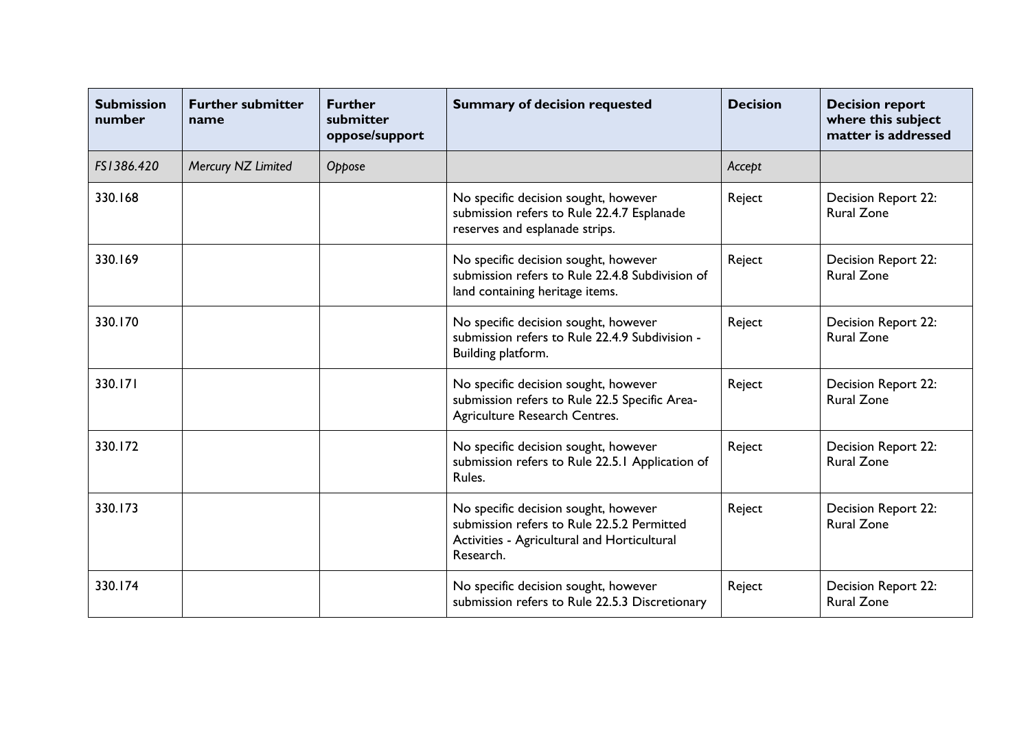| Submission number | Further submitter name | Further submitter oppose/support | Summary of decision requested | Decision | Decision report where this subject matter is addressed |
|---|---|---|---|---|---|
| *FS1386.420* | *Mercury NZ Limited* | *Oppose* | | *Accept* | |
| 330.168 | | | No specific decision sought, however submission refers to Rule 22.4.7 Esplanade reserves and esplanade strips. | Reject | Decision Report 22: Rural Zone |
| 330.169 | | | No specific decision sought, however submission refers to Rule 22.4.8 Subdivision of land containing heritage items. | Reject | Decision Report 22: Rural Zone |
| 330.170 | | | No specific decision sought, however submission refers to Rule 22.4.9 Subdivision - Building platform. | Reject | Decision Report 22: Rural Zone |
| 330.171 | | | No specific decision sought, however submission refers to Rule 22.5 Specific Area-Agriculture Research Centres. | Reject | Decision Report 22: Rural Zone |
| 330.172 | | | No specific decision sought, however submission refers to Rule 22.5.1 Application of Rules. | Reject | Decision Report 22: Rural Zone |
| 330.173 | | | No specific decision sought, however submission refers to Rule 22.5.2 Permitted Activities - Agricultural and Horticultural Research. | Reject | Decision Report 22: Rural Zone |
| 330.174 | | | No specific decision sought, however submission refers to Rule 22.5.3 Discretionary | Reject | Decision Report 22: Rural Zone |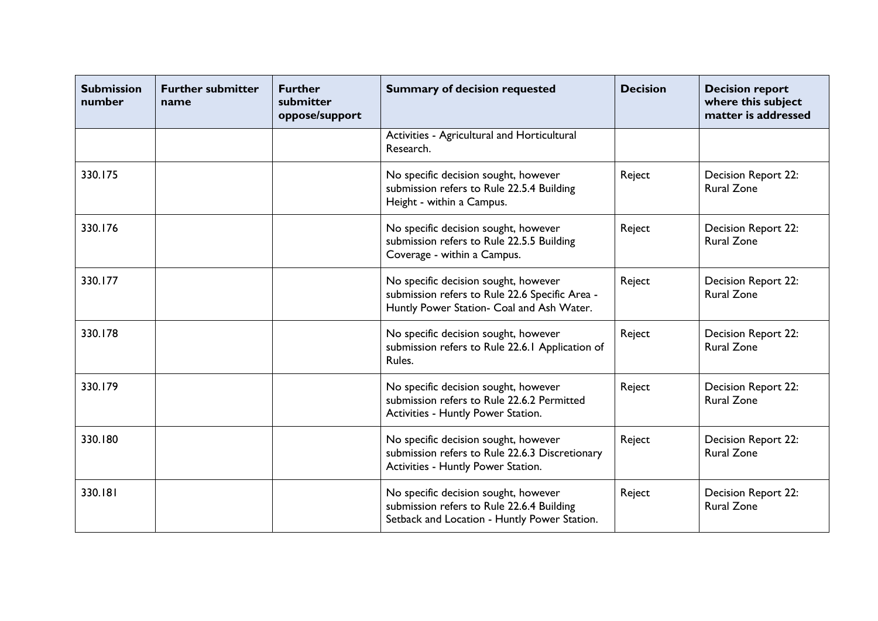| Submission number | Further submitter name | Further submitter oppose/support | Summary of decision requested | Decision | Decision report where this subject matter is addressed |
|---|---|---|---|---|---|
| | | | Activities - Agricultural and Horticultural Research. | | |
| 330.175 | | | No specific decision sought, however submission refers to Rule 22.5.4 Building Height - within a Campus. | Reject | Decision Report 22: Rural Zone |
| 330.176 | | | No specific decision sought, however submission refers to Rule 22.5.5 Building Coverage - within a Campus. | Reject | Decision Report 22: Rural Zone |
| 330.177 | | | No specific decision sought, however submission refers to Rule 22.6 Specific Area - Huntly Power Station- Coal and Ash Water. | Reject | Decision Report 22: Rural Zone |
| 330.178 | | | No specific decision sought, however submission refers to Rule 22.6.1 Application of Rules. | Reject | Decision Report 22: Rural Zone |
| 330.179 | | | No specific decision sought, however submission refers to Rule 22.6.2 Permitted Activities - Huntly Power Station. | Reject | Decision Report 22: Rural Zone |
| 330.180 | | | No specific decision sought, however submission refers to Rule 22.6.3 Discretionary Activities - Huntly Power Station. | Reject | Decision Report 22: Rural Zone |
| 330.181 | | | No specific decision sought, however submission refers to Rule 22.6.4 Building Setback and Location - Huntly Power Station. | Reject | Decision Report 22: Rural Zone |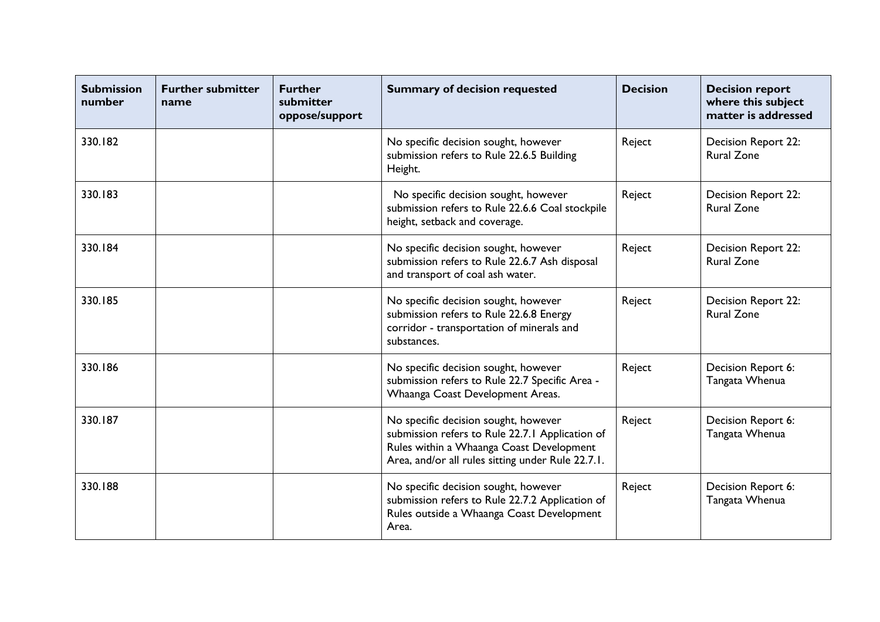| Submission number | Further submitter name | Further submitter oppose/support | Summary of decision requested | Decision | Decision report where this subject matter is addressed |
|---|---|---|---|---|---|
| 330.182 | | | No specific decision sought, however submission refers to Rule 22.6.5 Building Height. | Reject | Decision Report 22: Rural Zone |
| 330.183 | | | No specific decision sought, however submission refers to Rule 22.6.6 Coal stockpile height, setback and coverage. | Reject | Decision Report 22: Rural Zone |
| 330.184 | | | No specific decision sought, however submission refers to Rule 22.6.7 Ash disposal and transport of coal ash water. | Reject | Decision Report 22: Rural Zone |
| 330.185 | | | No specific decision sought, however submission refers to Rule 22.6.8 Energy corridor - transportation of minerals and substances. | Reject | Decision Report 22: Rural Zone |
| 330.186 | | | No specific decision sought, however submission refers to Rule 22.7 Specific Area - Whaanga Coast Development Areas. | Reject | Decision Report 6: Tangata Whenua |
| 330.187 | | | No specific decision sought, however submission refers to Rule 22.7.1 Application of Rules within a Whaanga Coast Development Area, and/or all rules sitting under Rule 22.7.1. | Reject | Decision Report 6: Tangata Whenua |
| 330.188 | | | No specific decision sought, however submission refers to Rule 22.7.2 Application of Rules outside a Whaanga Coast Development Area. | Reject | Decision Report 6: Tangata Whenua |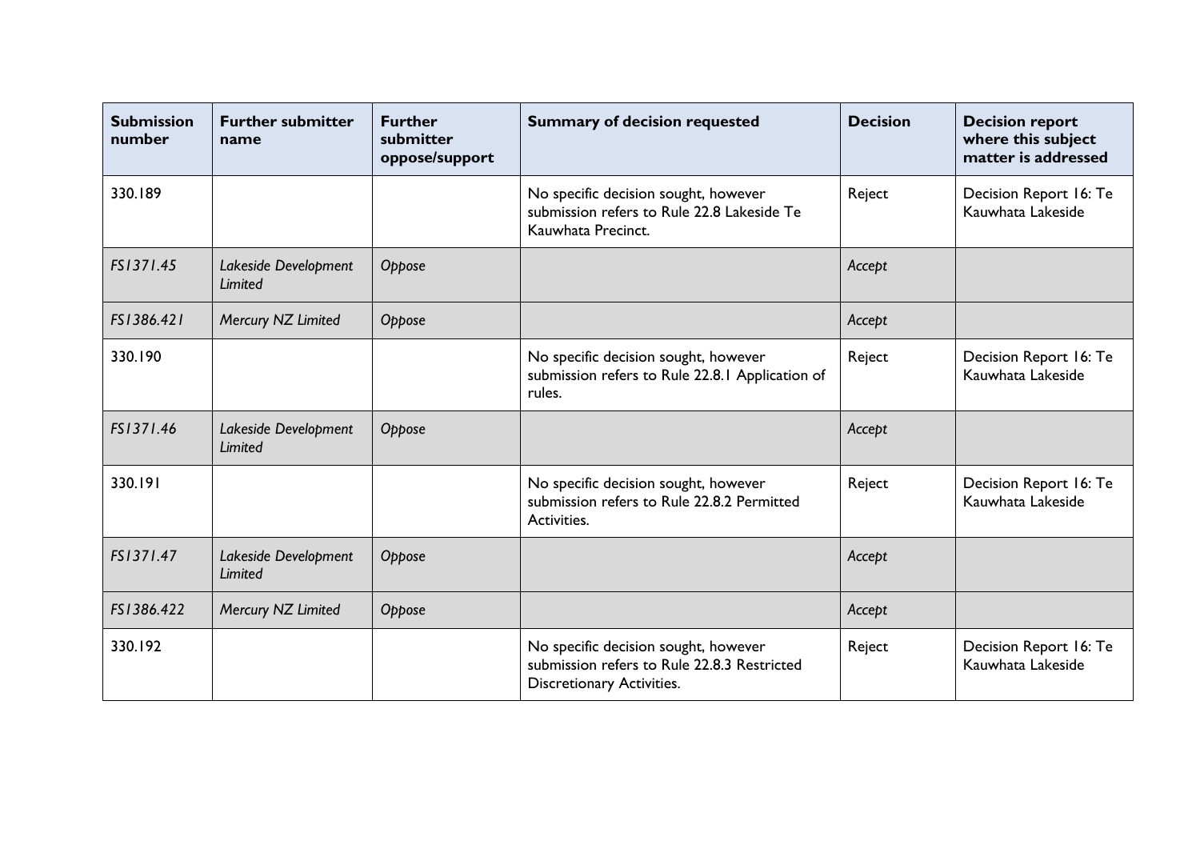| Submission number | Further submitter name | Further submitter oppose/support | Summary of decision requested | Decision | Decision report where this subject matter is addressed |
|---|---|---|---|---|---|
| 330.189 | | | No specific decision sought, however submission refers to Rule 22.8 Lakeside Te Kauwhata Precinct. | Reject | Decision Report 16: Te Kauwhata Lakeside |
| *FS1371.45* | *Lakeside Development Limited* | *Oppose* | | *Accept* | |
| *FS1386.421* | *Mercury NZ Limited* | *Oppose* | | *Accept* | |
| 330.190 | | | No specific decision sought, however submission refers to Rule 22.8.1 Application of rules. | Reject | Decision Report 16: Te Kauwhata Lakeside |
| *FS1371.46* | *Lakeside Development Limited* | *Oppose* | | *Accept* | |
| 330.191 | | | No specific decision sought, however submission refers to Rule 22.8.2 Permitted Activities. | Reject | Decision Report 16: Te Kauwhata Lakeside |
| *FS1371.47* | *Lakeside Development Limited* | *Oppose* | | *Accept* | |
| *FS1386.422* | *Mercury NZ Limited* | *Oppose* | | *Accept* | |
| 330.192 | | | No specific decision sought, however submission refers to Rule 22.8.3 Restricted Discretionary Activities. | Reject | Decision Report 16: Te Kauwhata Lakeside |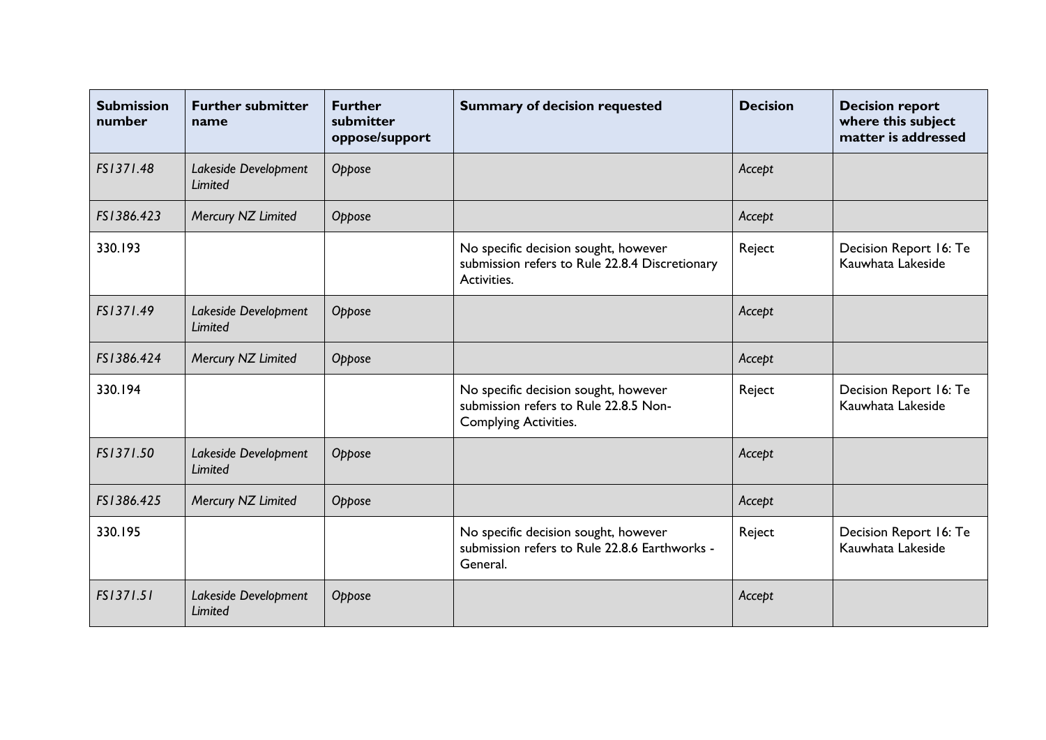| Submission number | Further submitter name | Further submitter oppose/support | Summary of decision requested | Decision | Decision report where this subject matter is addressed |
|---|---|---|---|---|---|
| *FS1371.48* | *Lakeside Development Limited* | *Oppose* | | *Accept* | |
| *FS1386.423* | *Mercury NZ Limited* | *Oppose* | | *Accept* | |
| 330.193 | | | No specific decision sought, however submission refers to Rule 22.8.4 Discretionary Activities. | Reject | Decision Report 16: Te Kauwhata Lakeside |
| *FS1371.49* | *Lakeside Development Limited* | *Oppose* | | *Accept* | |
| *FS1386.424* | *Mercury NZ Limited* | *Oppose* | | *Accept* | |
| 330.194 | | | No specific decision sought, however submission refers to Rule 22.8.5 Non-Complying Activities. | Reject | Decision Report 16: Te Kauwhata Lakeside |
| *FS1371.50* | *Lakeside Development Limited* | *Oppose* | | *Accept* | |
| *FS1386.425* | *Mercury NZ Limited* | *Oppose* | | *Accept* | |
| 330.195 | | | No specific decision sought, however submission refers to Rule 22.8.6 Earthworks - General. | Reject | Decision Report 16: Te Kauwhata Lakeside |
| *FS1371.51* | *Lakeside Development Limited* | *Oppose* | | *Accept* | |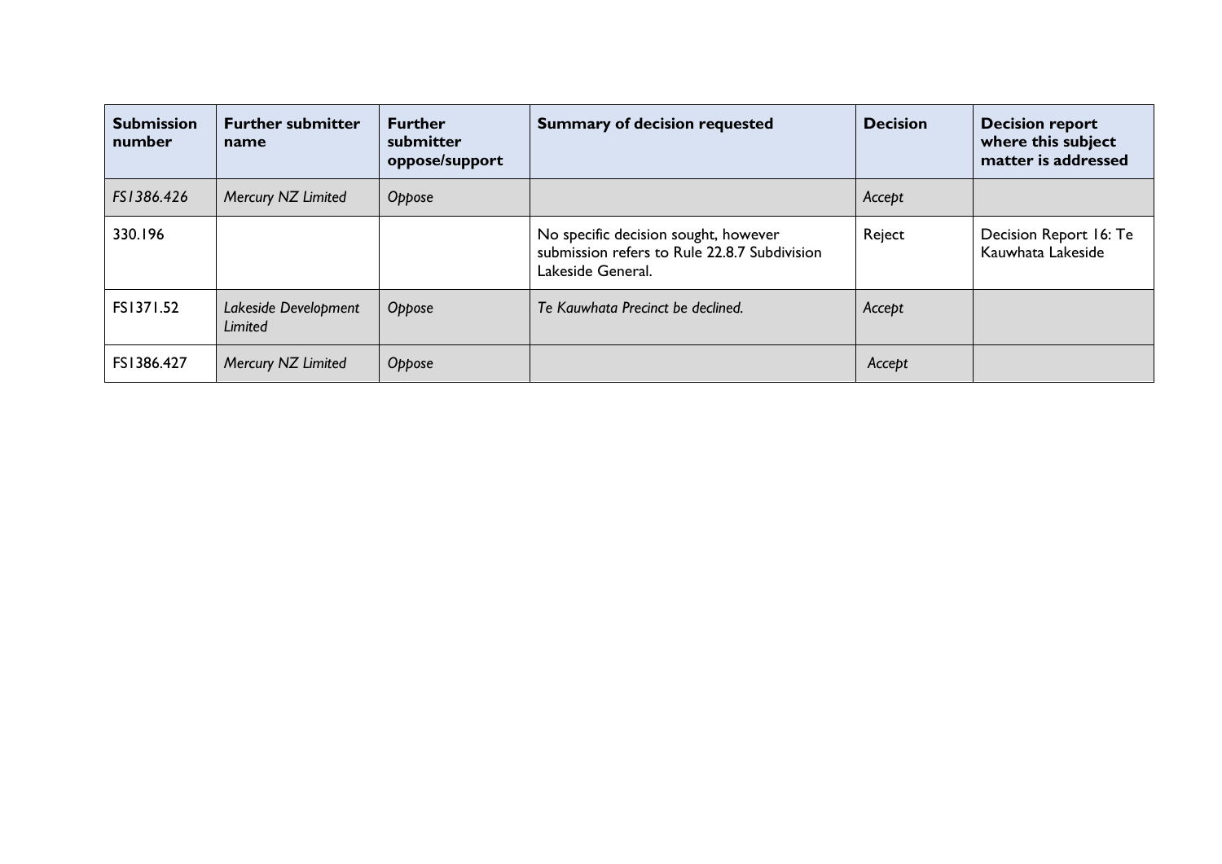| Submission number | Further submitter name | Further submitter oppose/support | Summary of decision requested | Decision | Decision report where this subject matter is addressed |
|---|---|---|---|---|---|
| *FS1386.426* | *Mercury NZ Limited* | *Oppose* | | *Accept* | |
| 330.196 | | | No specific decision sought, however submission refers to Rule 22.8.7 Subdivision Lakeside General. | Reject | Decision Report 16: Te Kauwhata Lakeside |
| FS1371.52 | *Lakeside Development Limited* | *Oppose* | *Te Kauwhata Precinct be declined.* | *Accept* | |
| FS1386.427 | *Mercury NZ Limited* | *Oppose* | | *Accept* | |